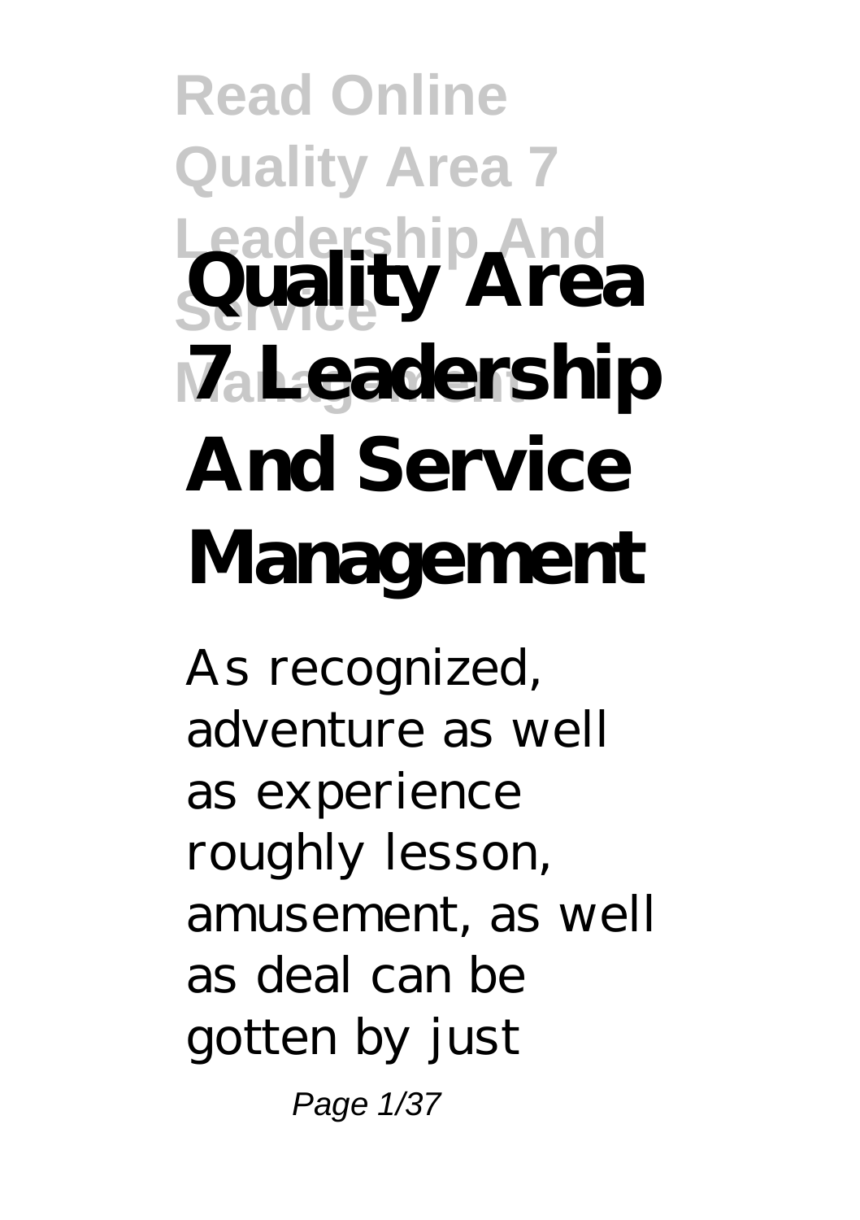# Quality Area 7 Leadership And Service Management

As recognized, adventure as well as experience roughly lesson, amusement, as well as deal can be gotten by just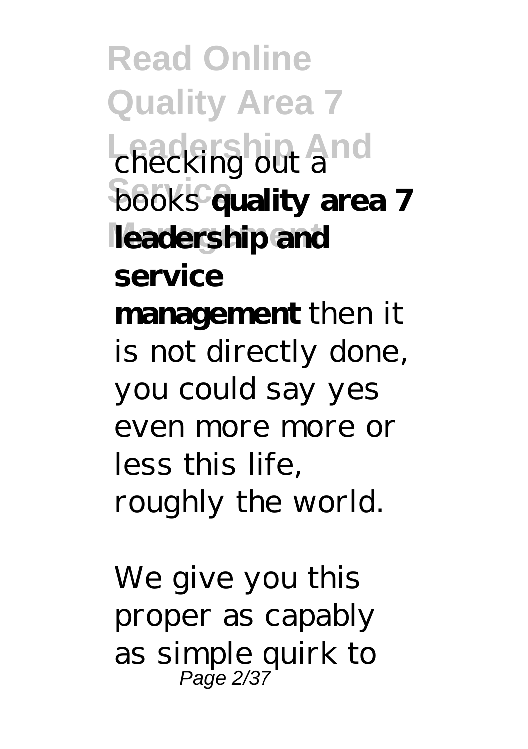checking out a books **quality area 7 leadership and service management** then it is not directly done, you could say yes even more more or less this life, roughly the world.

We give you this proper as capably as simple quirk to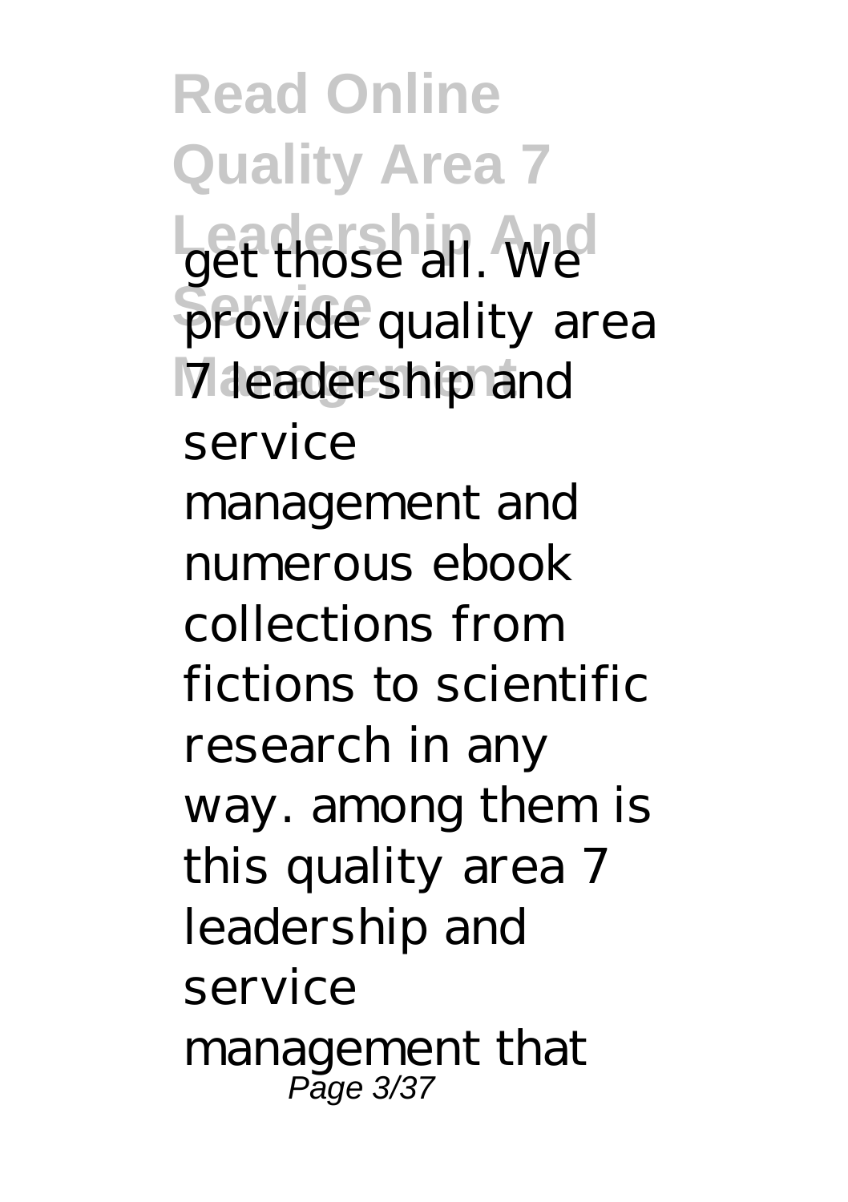get those all. We provide quality area 7 leadership and service management and numerous ebook collections from fictions to scientific research in any way. among them is this quality area 7 leadership and service management that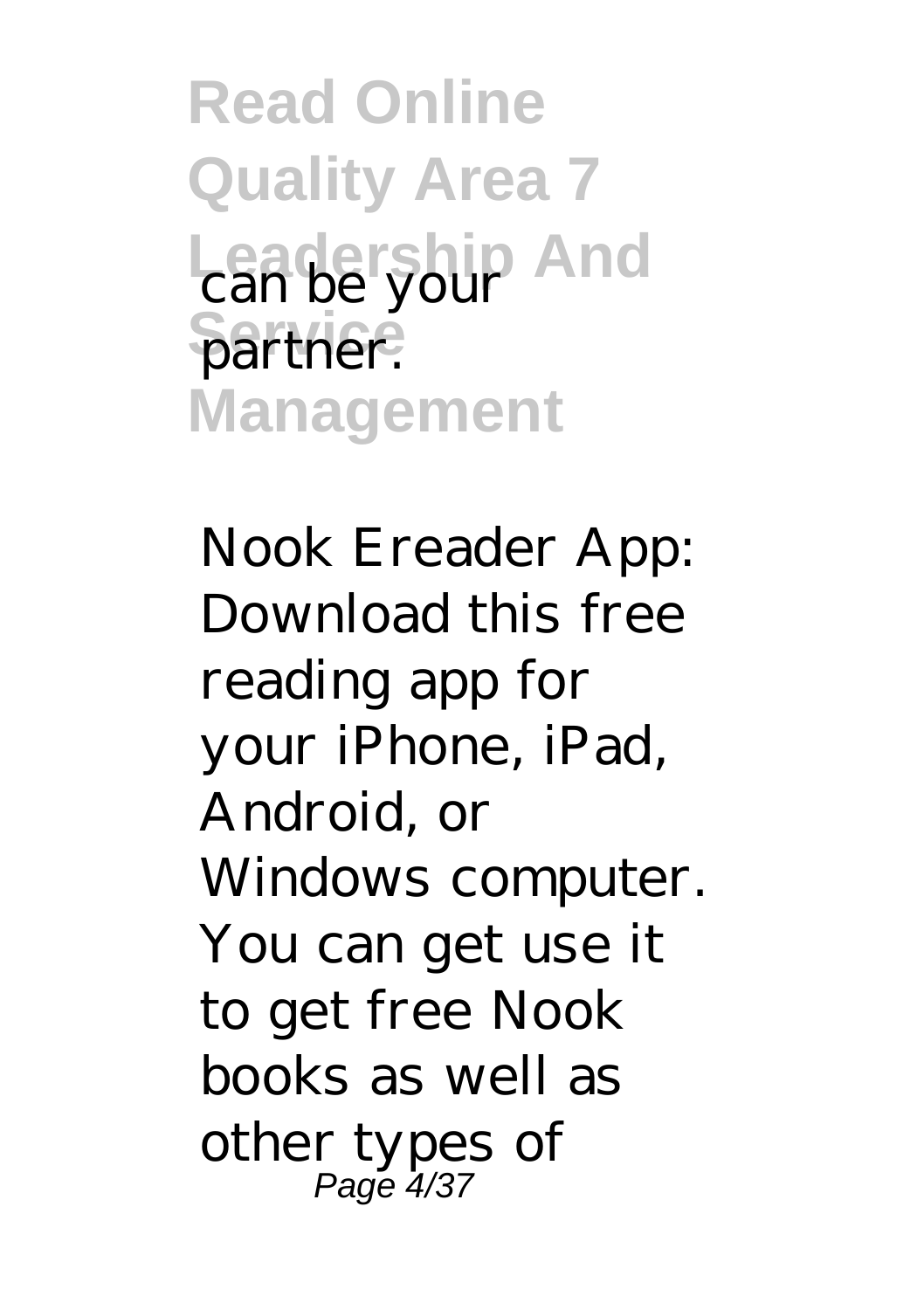can be your partner.

Nook Ereader App: Download this free reading app for your iPhone, iPad, Android, or Windows computer. You can get use it to get free Nook books as well as other types of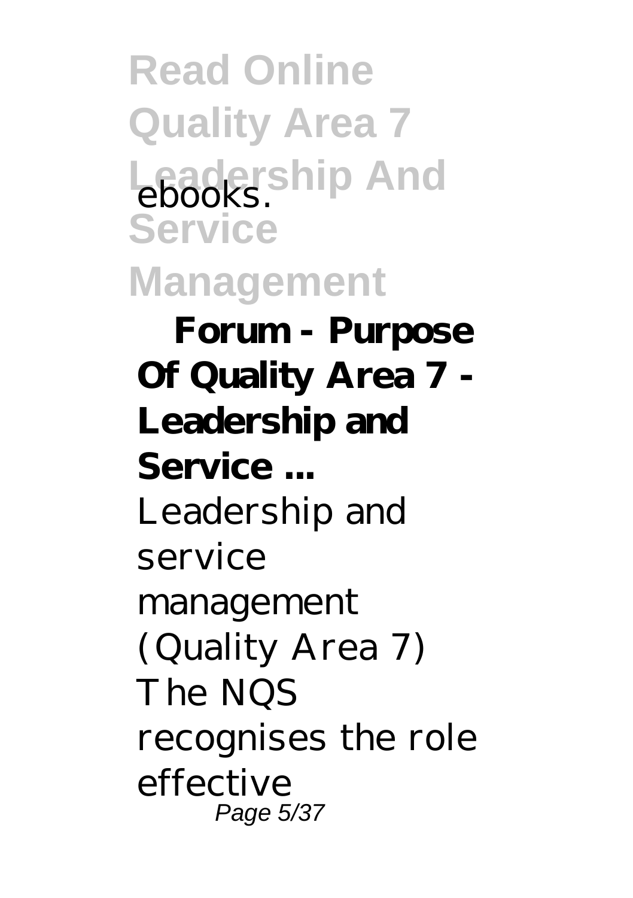ebooks.

**Forum - Purpose Of Quality Area 7 - Leadership and Service ...**

Leadership and service management (Quality Area 7) The NQS recognises the role effective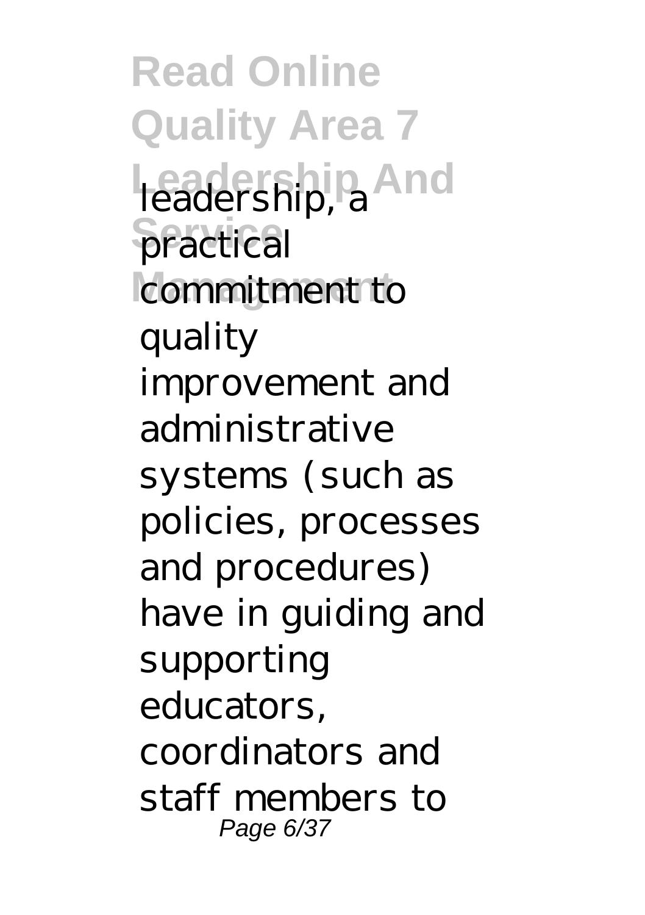leadership, a practical commitment to quality improvement and administrative systems (such as policies, processes and procedures) have in guiding and supporting educators, coordinators and staff members to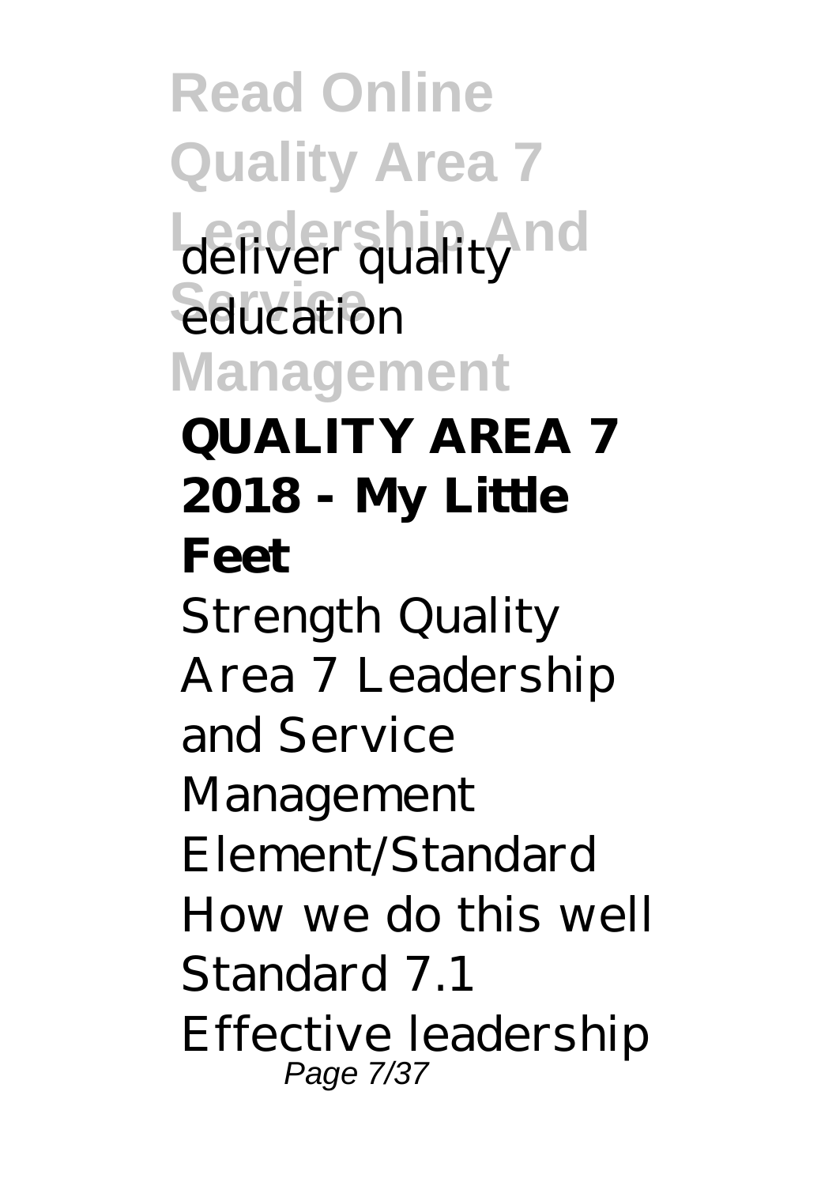deliver quality education

**QUALITY AREA 7 2018 - My Little Feet**

Strength Quality Area 7 Leadership and Service Management Element/Standard How we do this well Standard 7.1 Effective leadership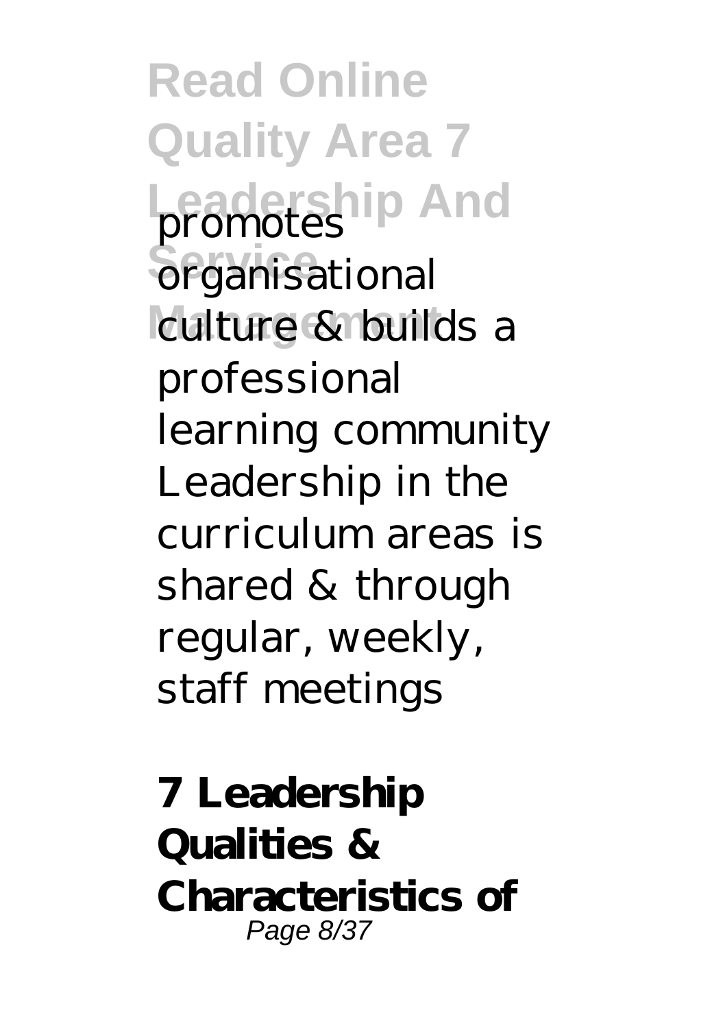promotes organisational culture & builds a professional learning community Leadership in the curriculum areas is shared & through regular, weekly, staff meetings

**7 Leadership Qualities & Characteristics of**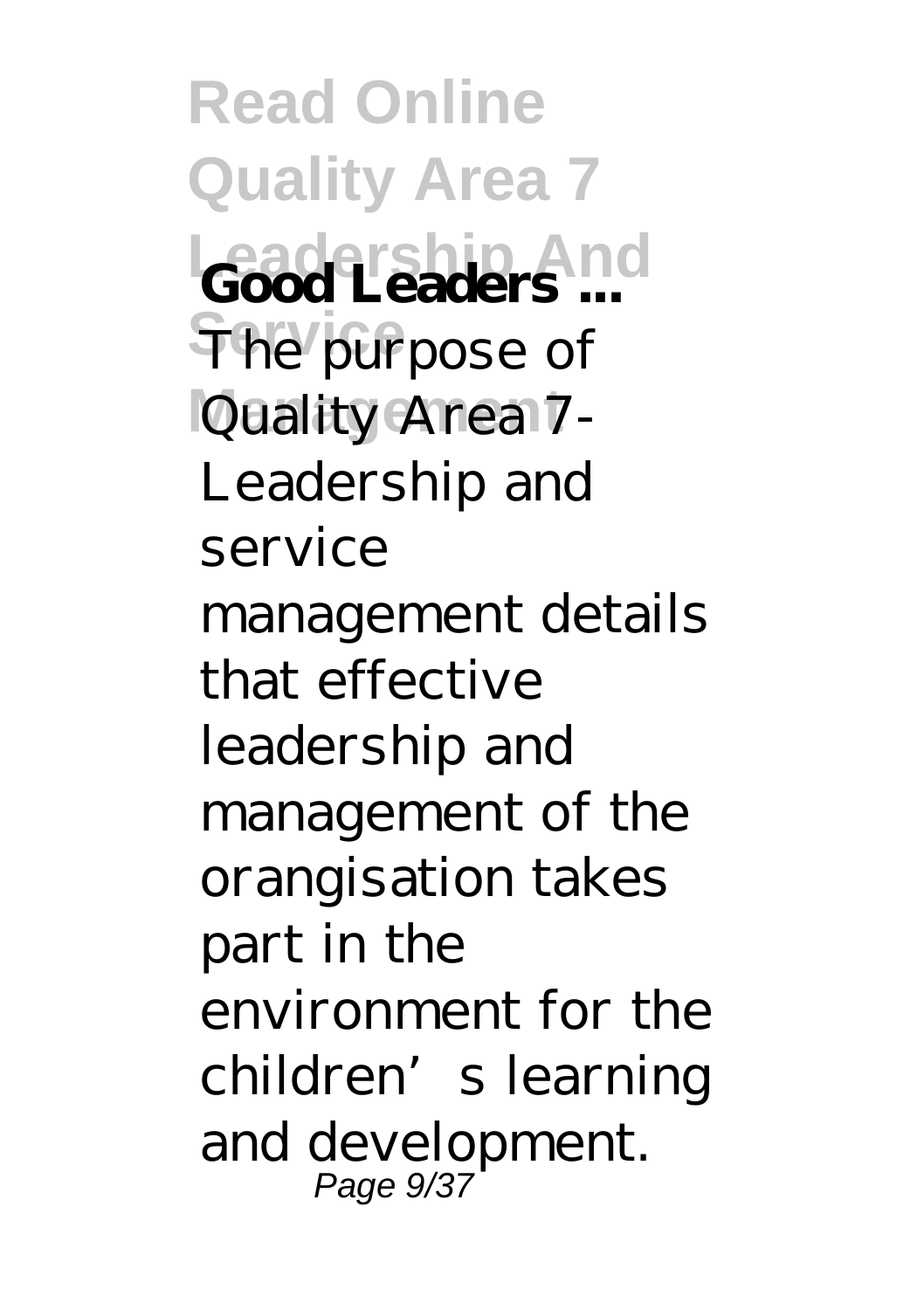**Good Leaders ...**

The purpose of Quality Area 7- Leadership and service management details that effective leadership and management of the orangisation takes part in the environment for the children's learning and development.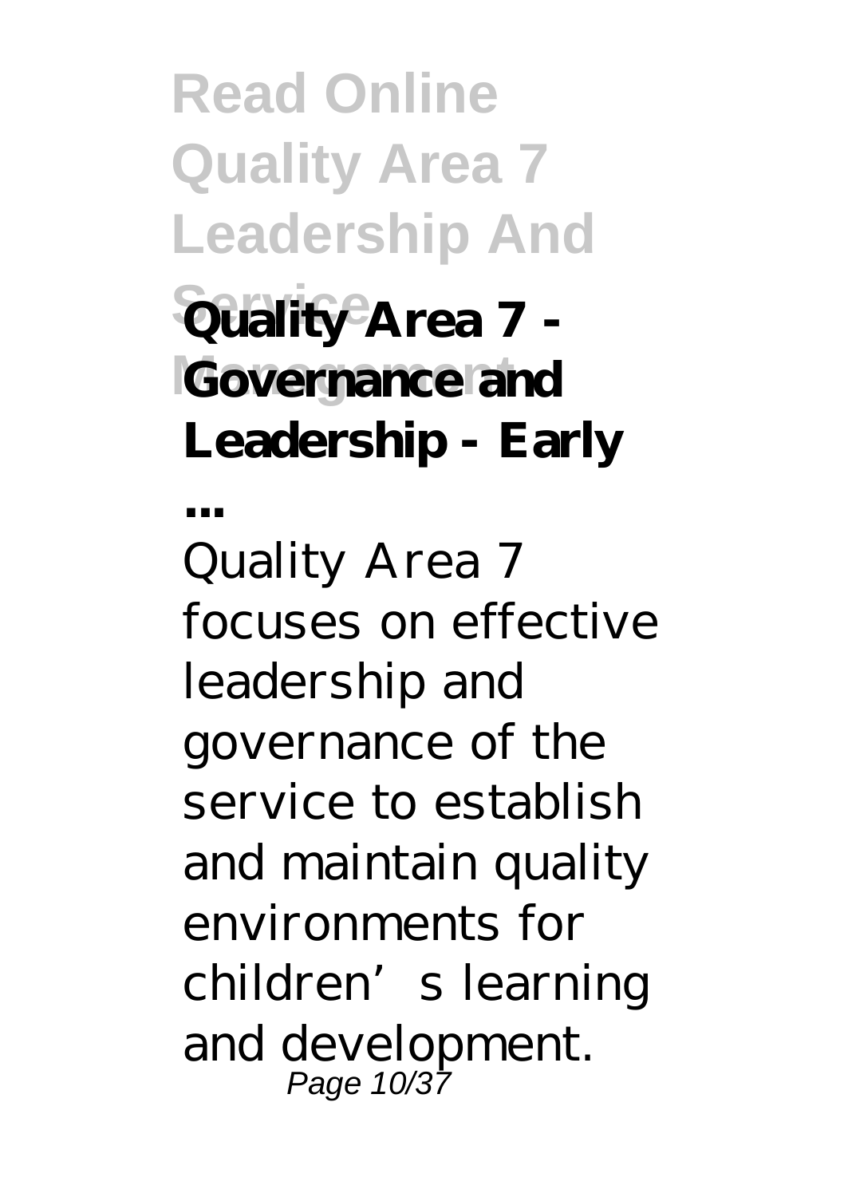## Quality Area 7 - Governance and Leadership - Early ...

Quality Area 7 focuses on effective leadership and governance of the service to establish and maintain quality environments for children's learning and development.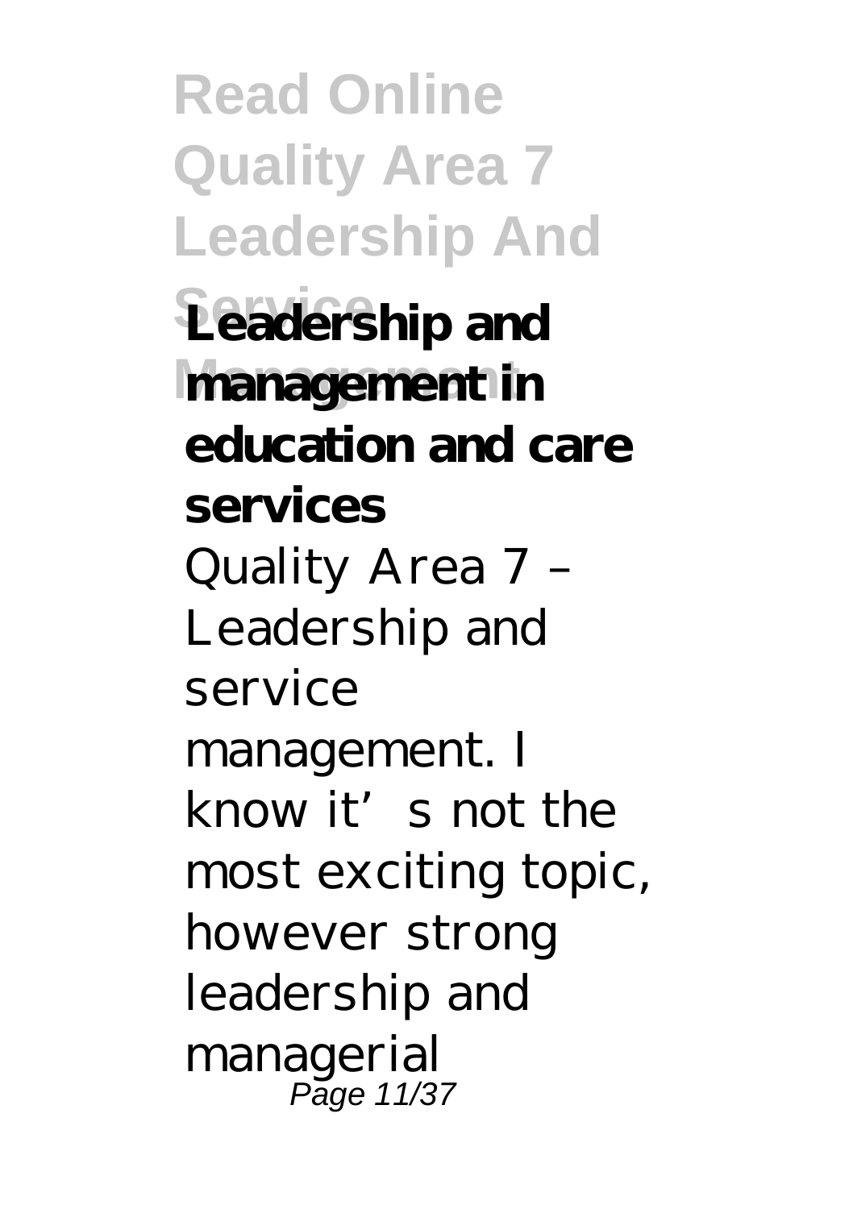**Leadership and management in education and care services**

Quality Area 7 – Leadership and service management. I know it's not the most exciting topic, however strong leadership and managerial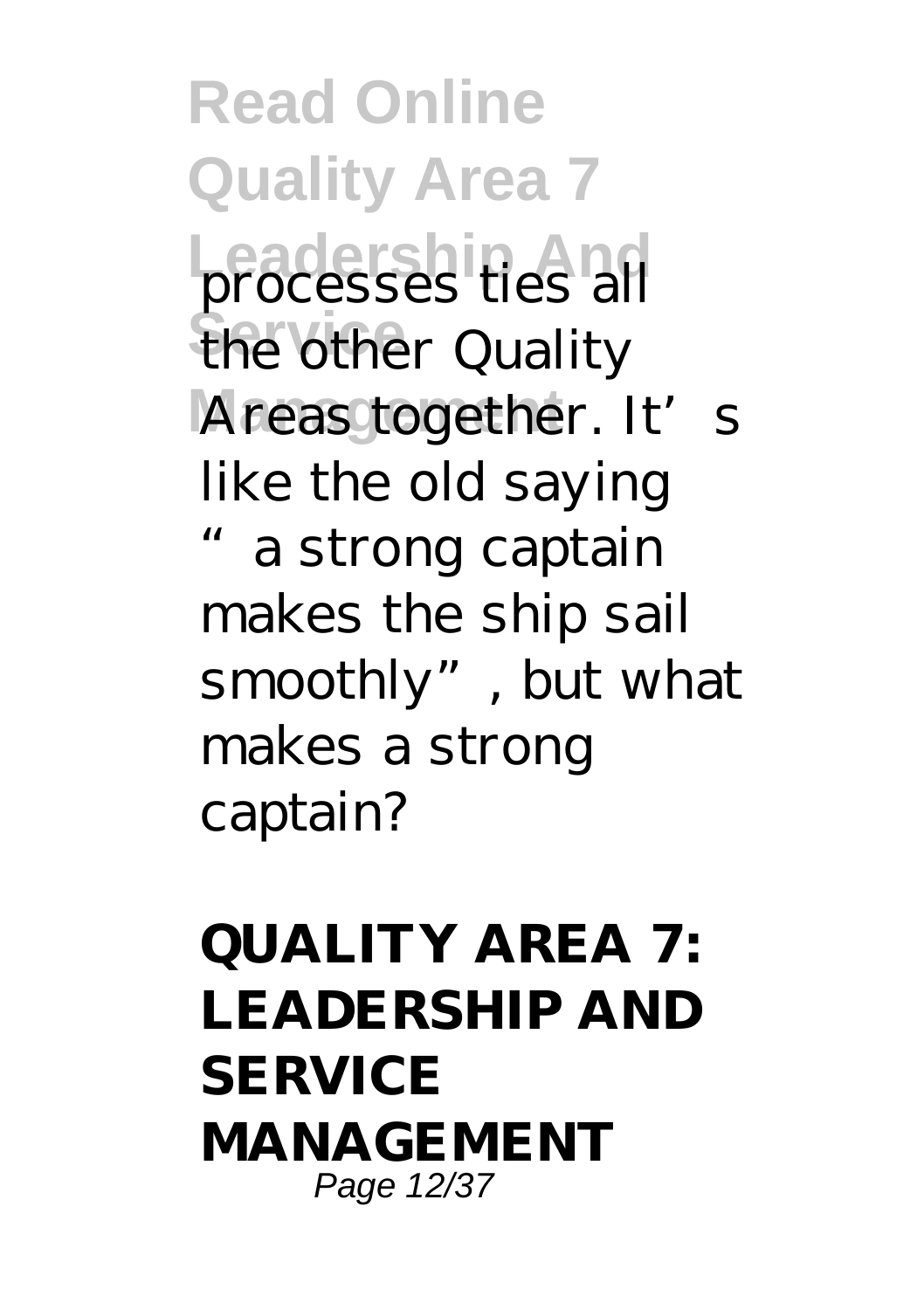processes ties all the other Quality Areas together. It's like the old saying "a strong captain makes the ship sail smoothly", but what makes a strong captain?

**QUALITY AREA 7: LEADERSHIP AND SERVICE MANAGEMENT**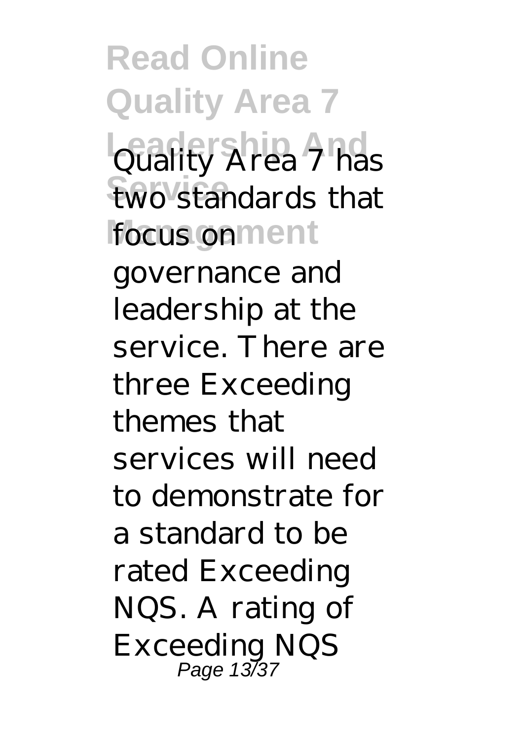Quality Area 7 has two standards that focus on governance and leadership at the service. There are three Exceeding themes that services will need to demonstrate for a standard to be rated Exceeding NQS. A rating of Exceeding NQS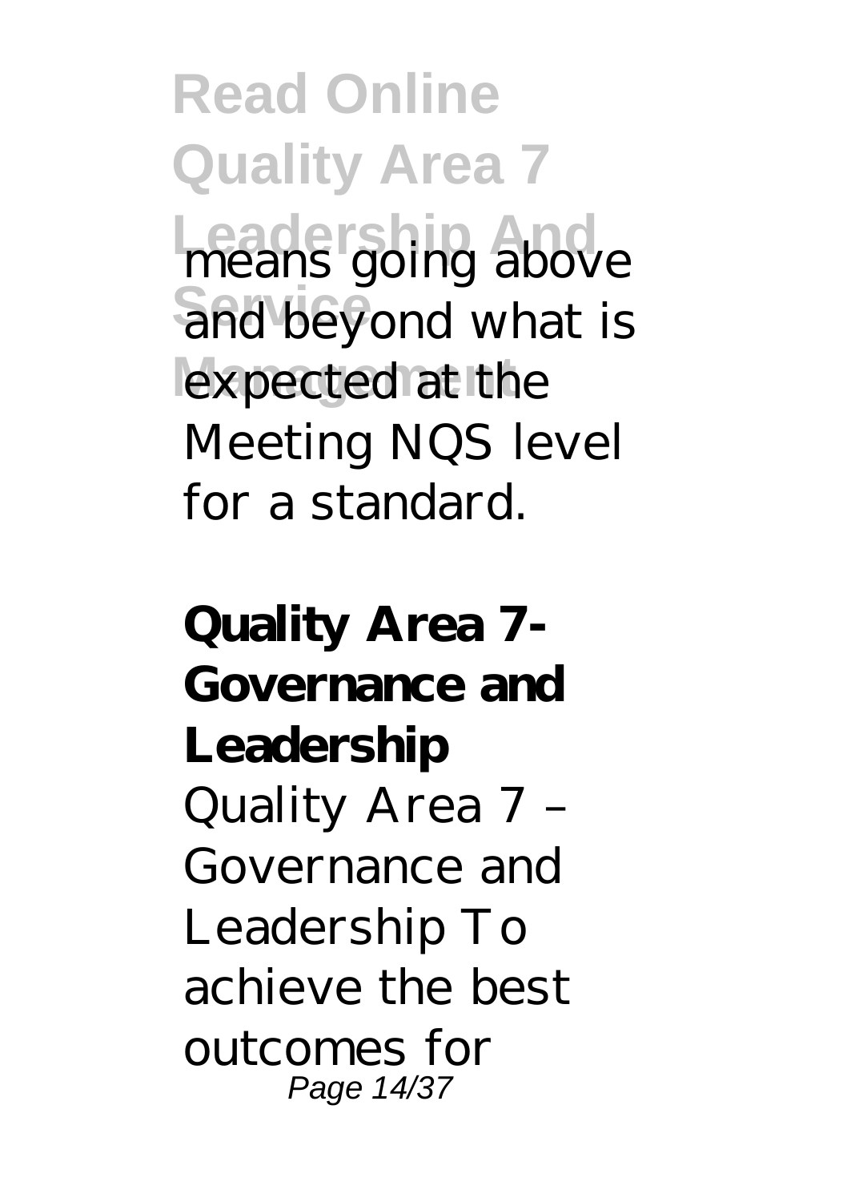means going above and beyond what is expected at the Meeting NQS level for a standard.

**Quality Area 7- Governance and Leadership**

Quality Area 7 – Governance and Leadership To achieve the best outcomes for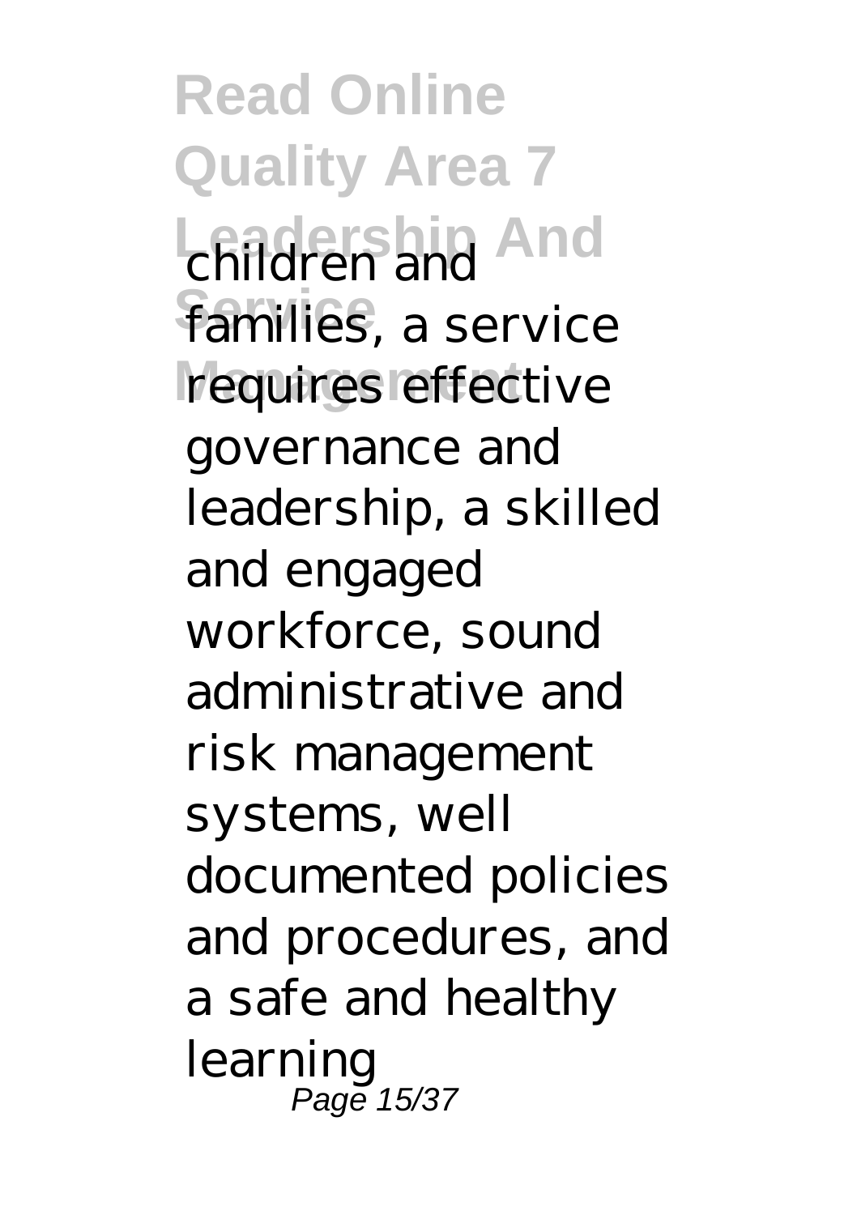children and families, a service requires effective governance and leadership, a skilled and engaged workforce, sound administrative and risk management systems, well documented policies and procedures, and a safe and healthy learning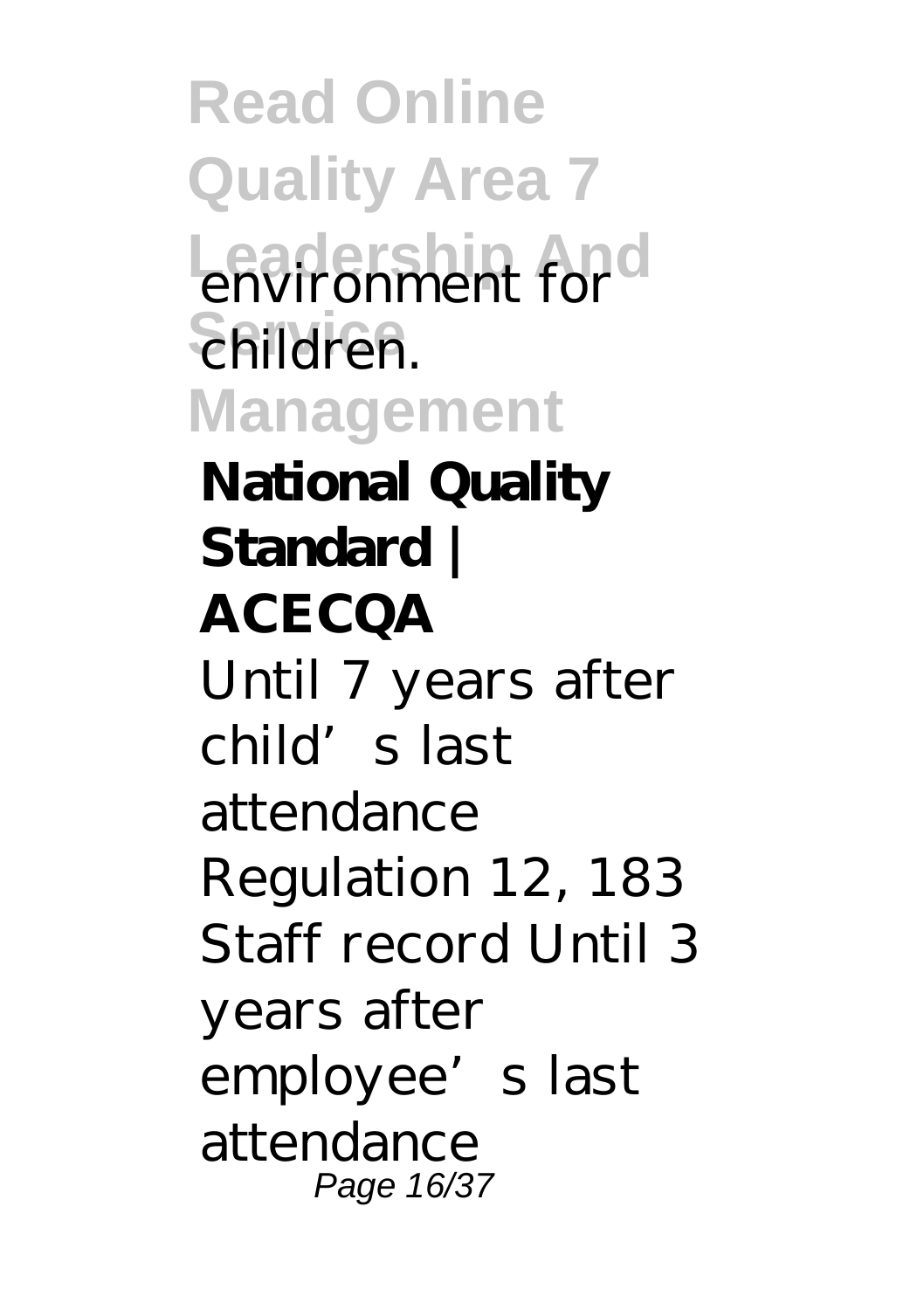environment for children.

**National Quality Standard | ACECQA**

Until 7 years after child’s last attendance Regulation 12, 183 Staff record Until 3 years after employee’s last attendance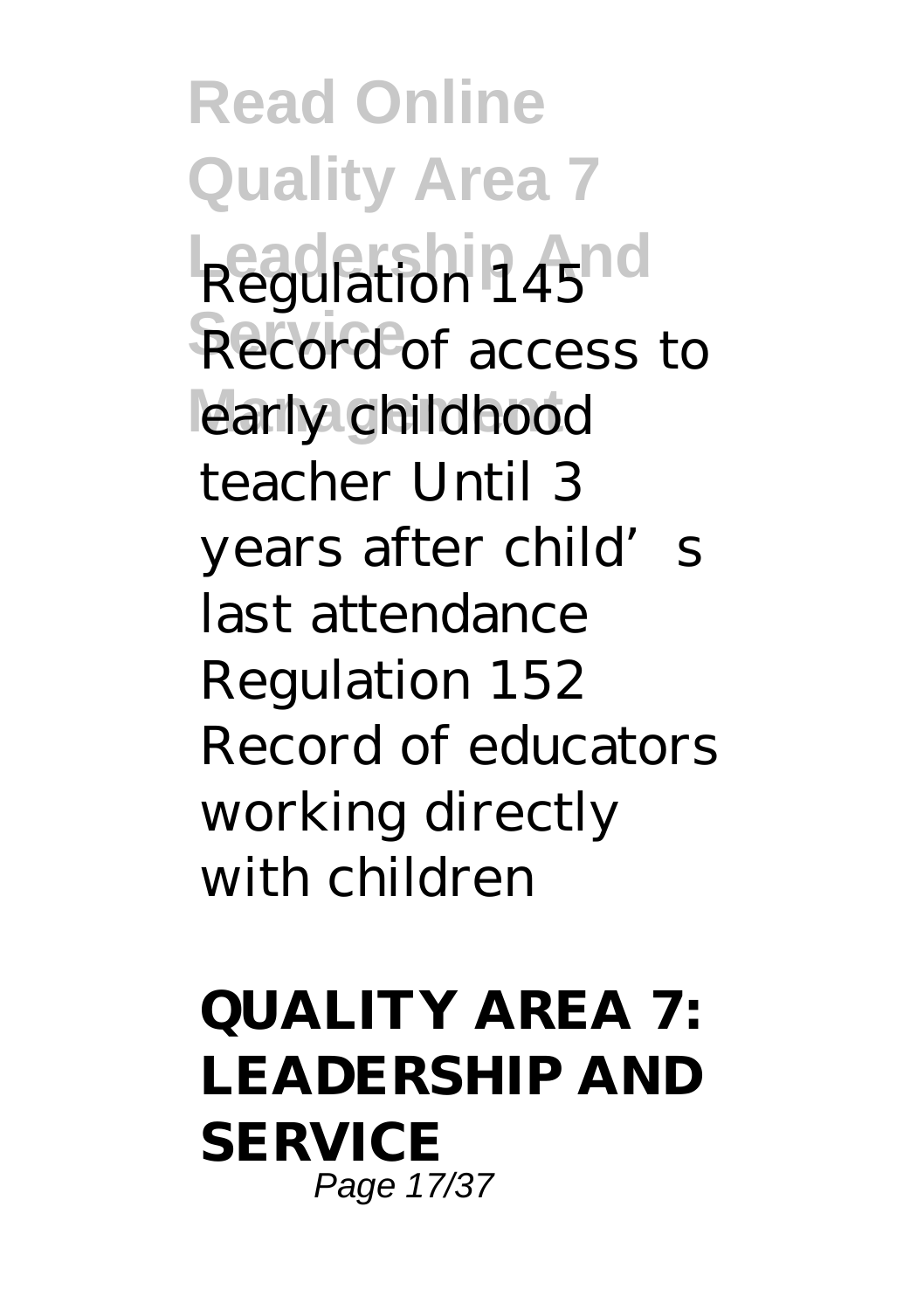Regulation 145 Record of access to early childhood teacher Until 3 years after child's last attendance Regulation 152 Record of educators working directly with children

**QUALITY AREA 7: LEADERSHIP AND SERVICE**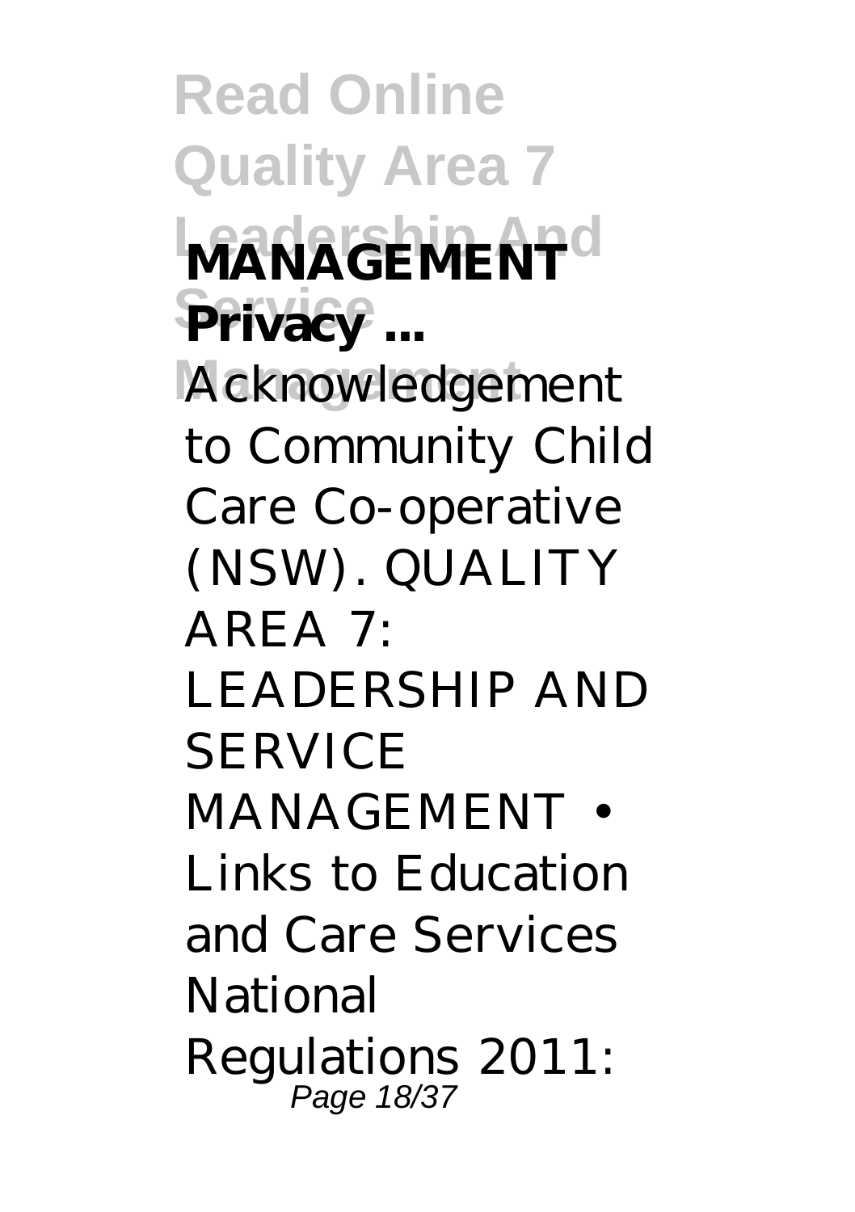**MANAGEMENT Privacy ...**

Acknowledgement to Community Child Care Co-operative (NSW). QUALITY AREA 7: LEADERSHIP AND SERVICE MANAGEMENT • Links to Education and Care Services National Regulations 2011: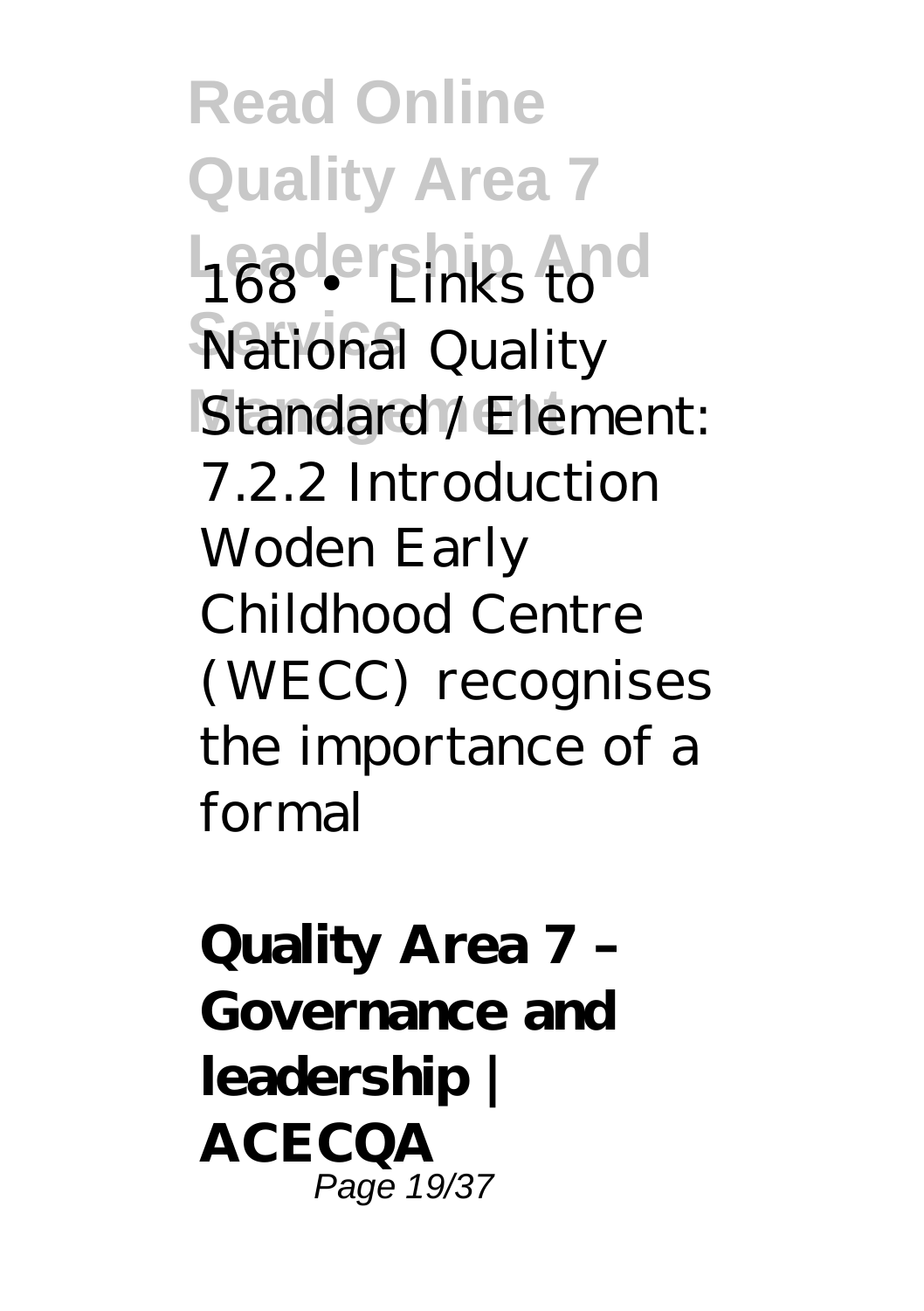168 • Links to National Quality Standard / Element: 7.2.2 Introduction Woden Early Childhood Centre (WECC) recognises the importance of a formal

**Quality Area 7 – Governance and leadership | ACECQA**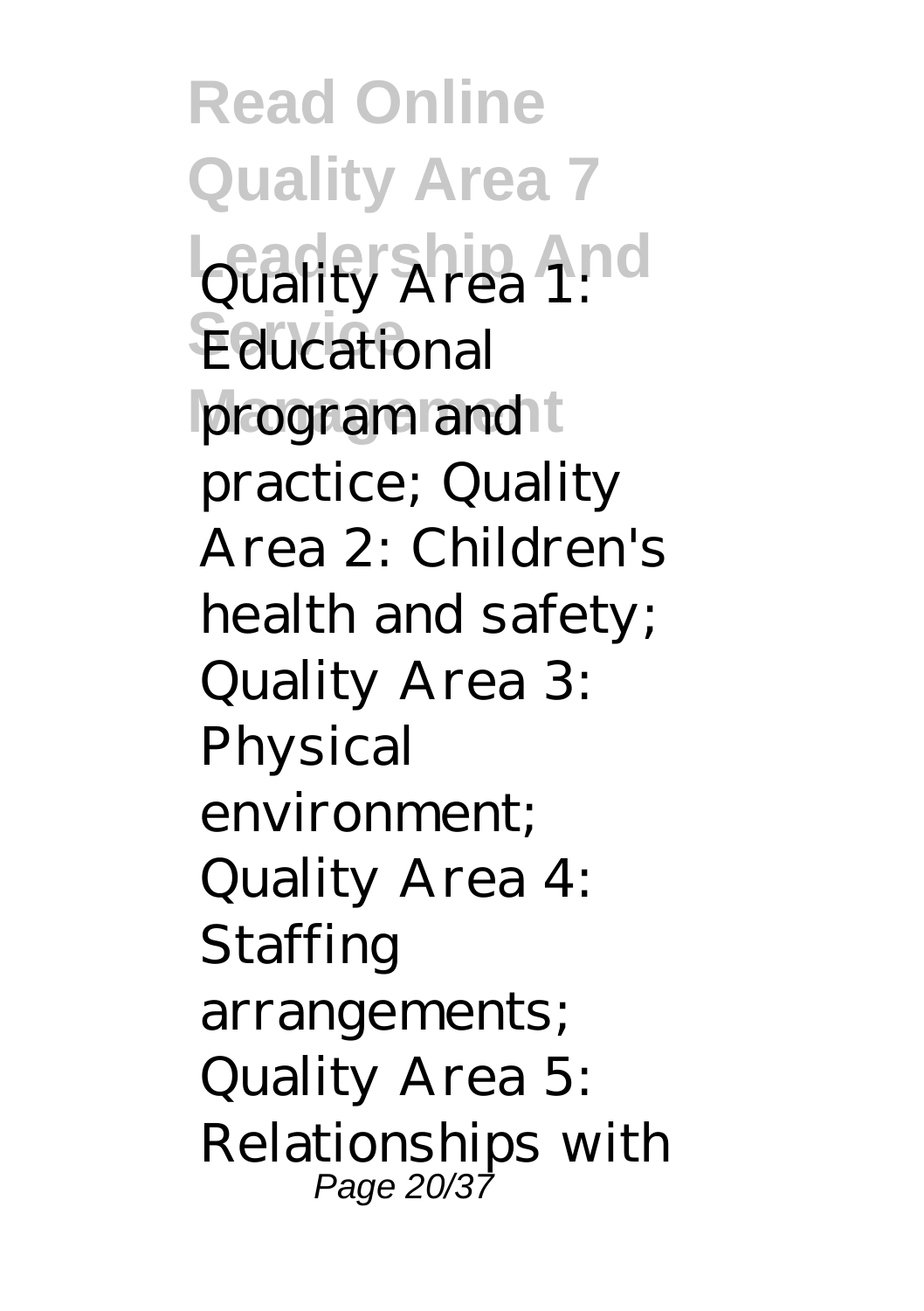Quality Area 1: Educational program and practice; Quality Area 2: Children's health and safety; Quality Area 3: Physical environment; Quality Area 4: Staffing arrangements; Quality Area 5: Relationships with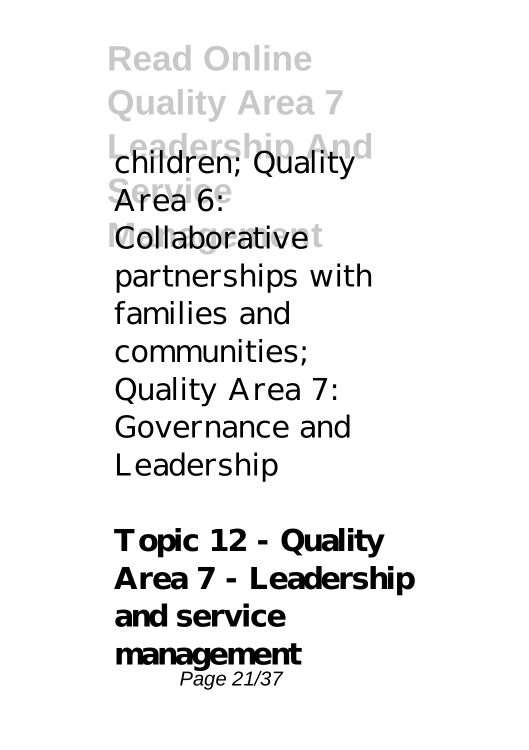children; Quality Area 6: Collaborative partnerships with families and communities; Quality Area 7: Governance and Leadership

**Topic 12 - Quality Area 7 - Leadership and service management**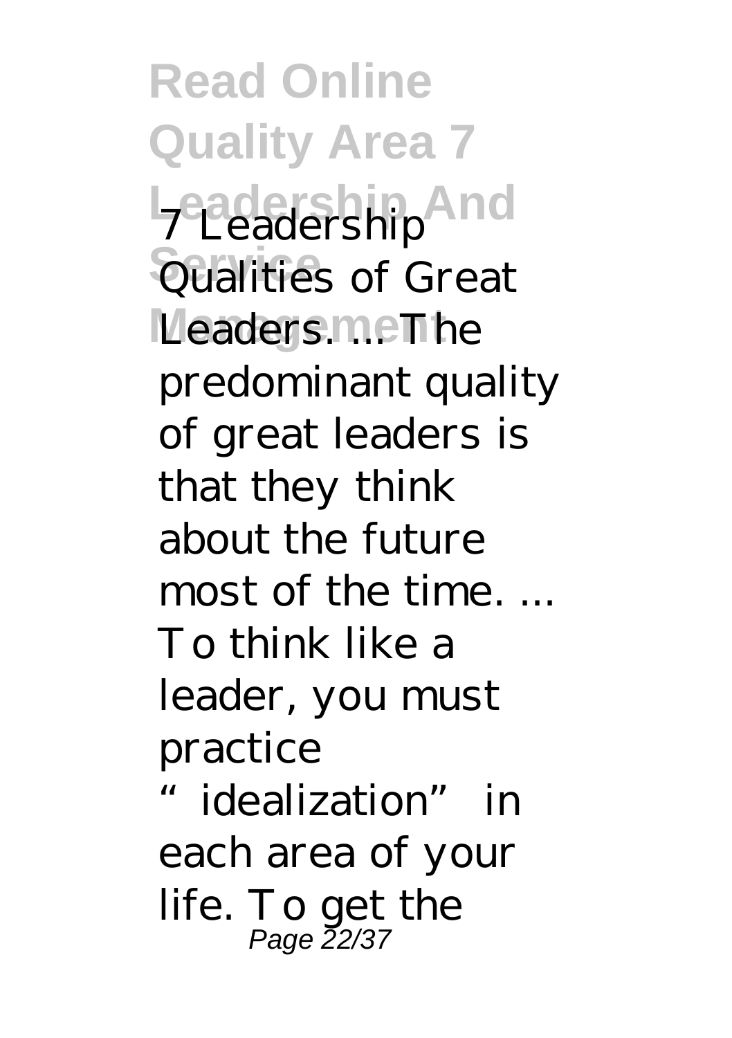7 Leadership Qualities of Great Leaders. ... The predominant quality of great leaders is that they think about the future most of the time. ... To think like a leader, you must practice "idealization" in each area of your life. To get the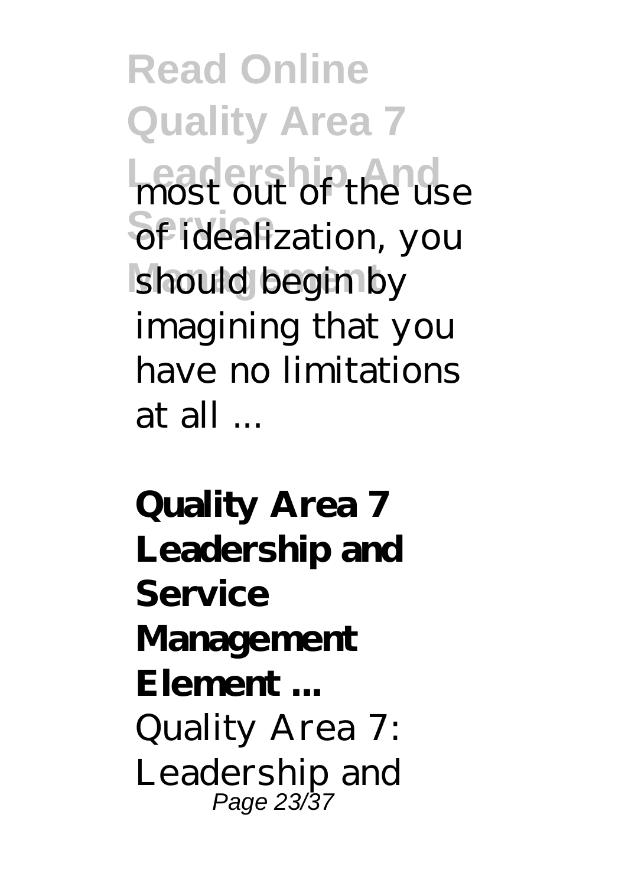most out of the use of idealization, you should begin by imagining that you have no limitations at all ...

**Quality Area 7 Leadership and Service Management Element ...**

Quality Area 7: Leadership and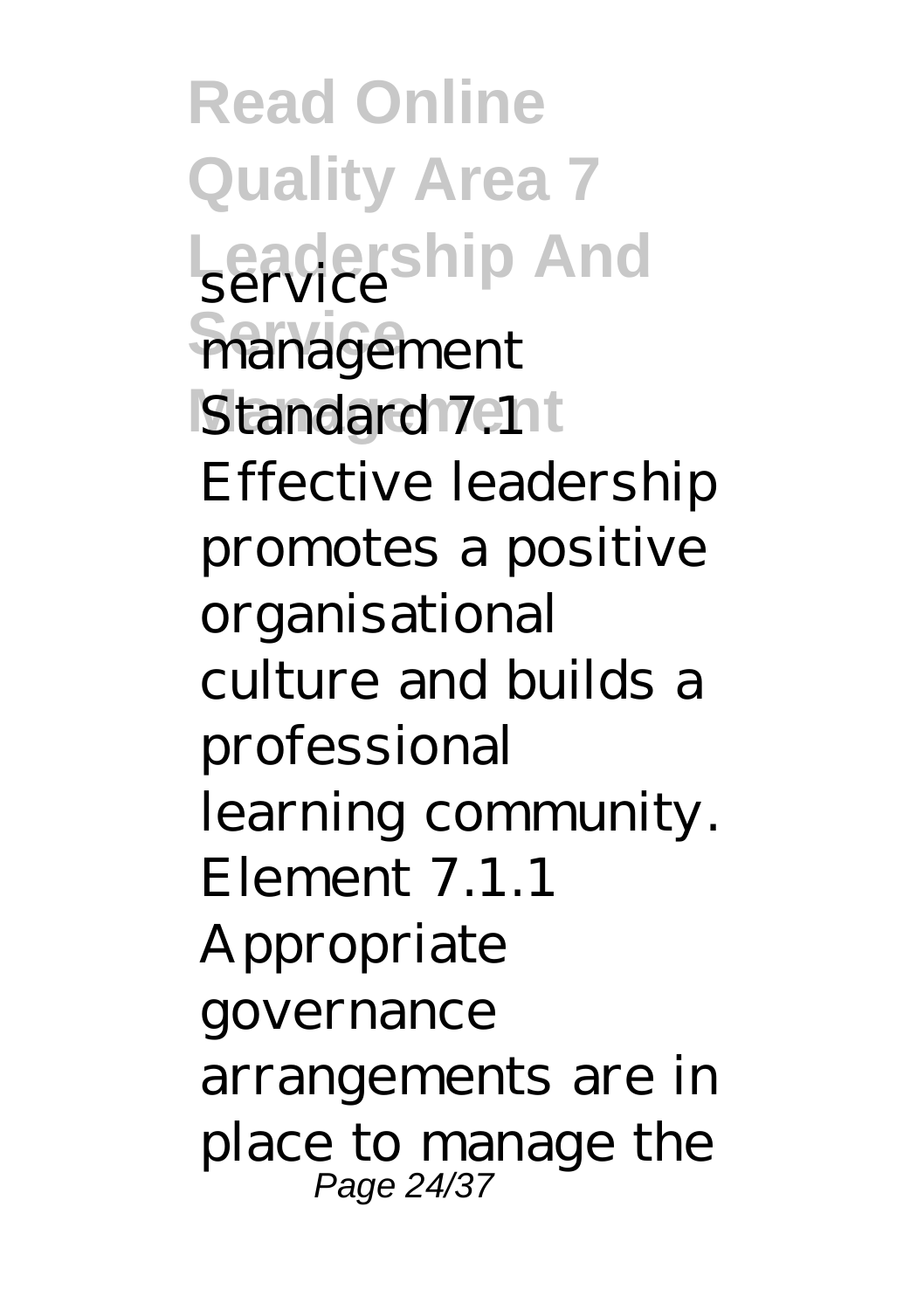service management Standard 7.1 Effective leadership promotes a positive organisational culture and builds a professional learning community. Element 7.1.1 Appropriate governance arrangements are in place to manage the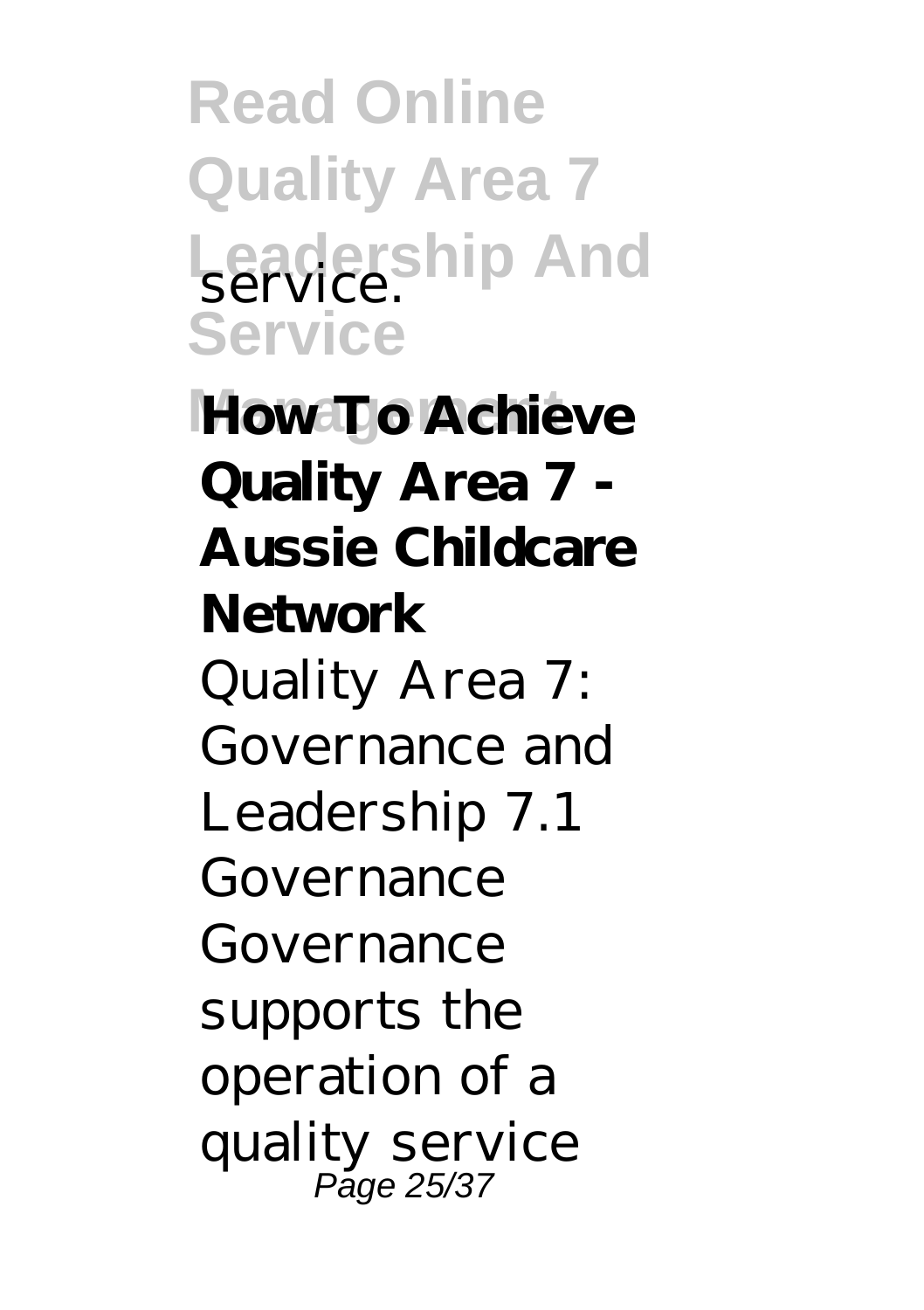service.

**How To Achieve Quality Area 7 - Aussie Childcare Network**

Quality Area 7: Governance and Leadership 7.1 Governance Governance supports the operation of a quality service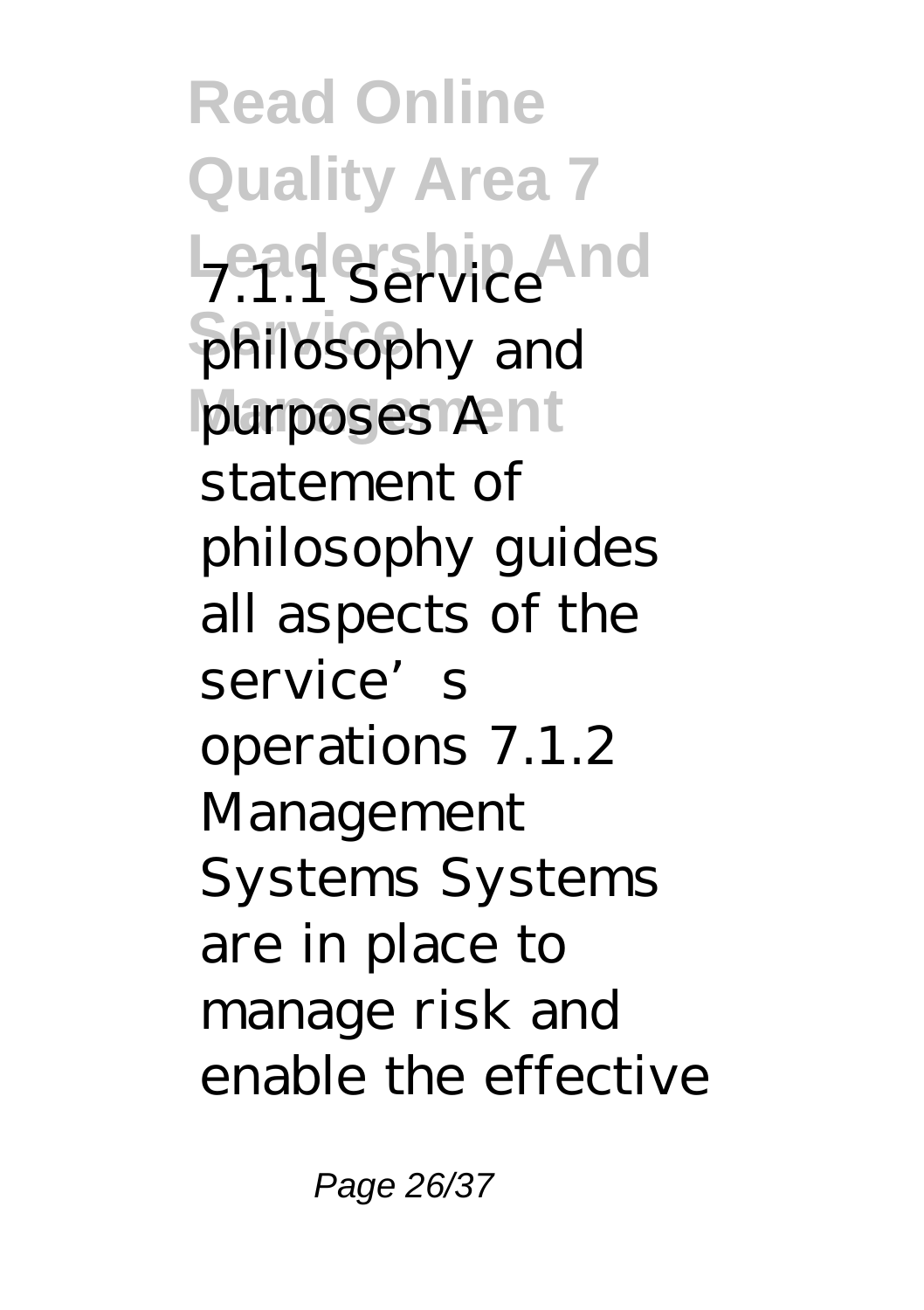7.1.1 Service philosophy and purposes A statement of philosophy guides all aspects of the service's operations 7.1.2 Management Systems Systems are in place to manage risk and enable the effective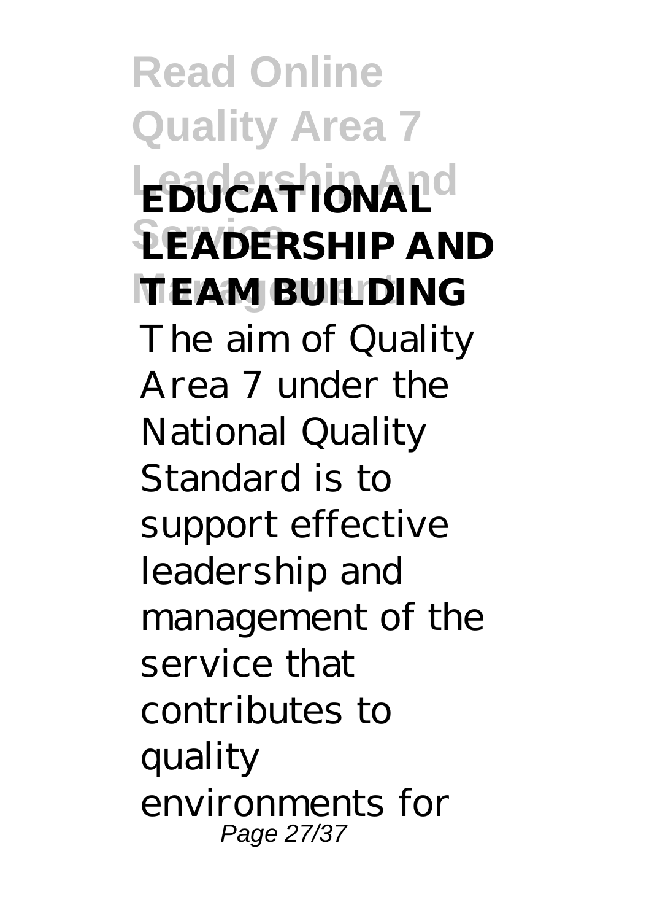**EDUCATIONAL LEADERSHIP AND TEAM BUILDING**

The aim of Quality Area 7 under the National Quality Standard is to support effective leadership and management of the service that contributes to quality environments for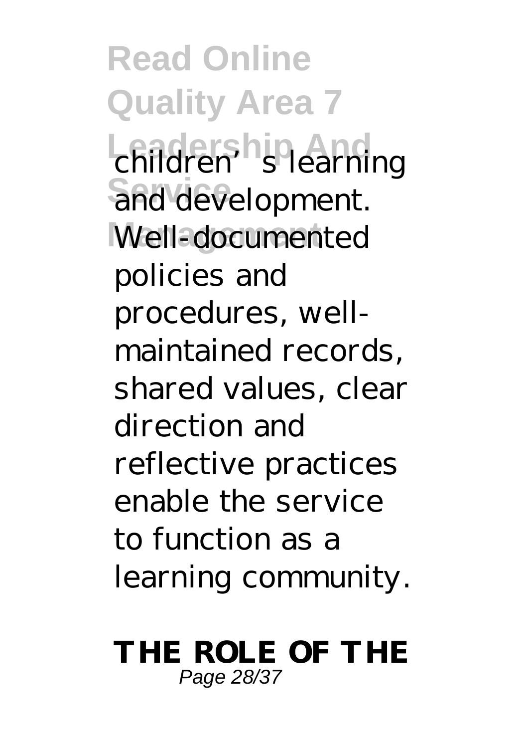children's learning and development. Well-documented policies and procedures, well-maintained records, shared values, clear direction and reflective practices enable the service to function as a learning community.

**THE ROLE OF THE**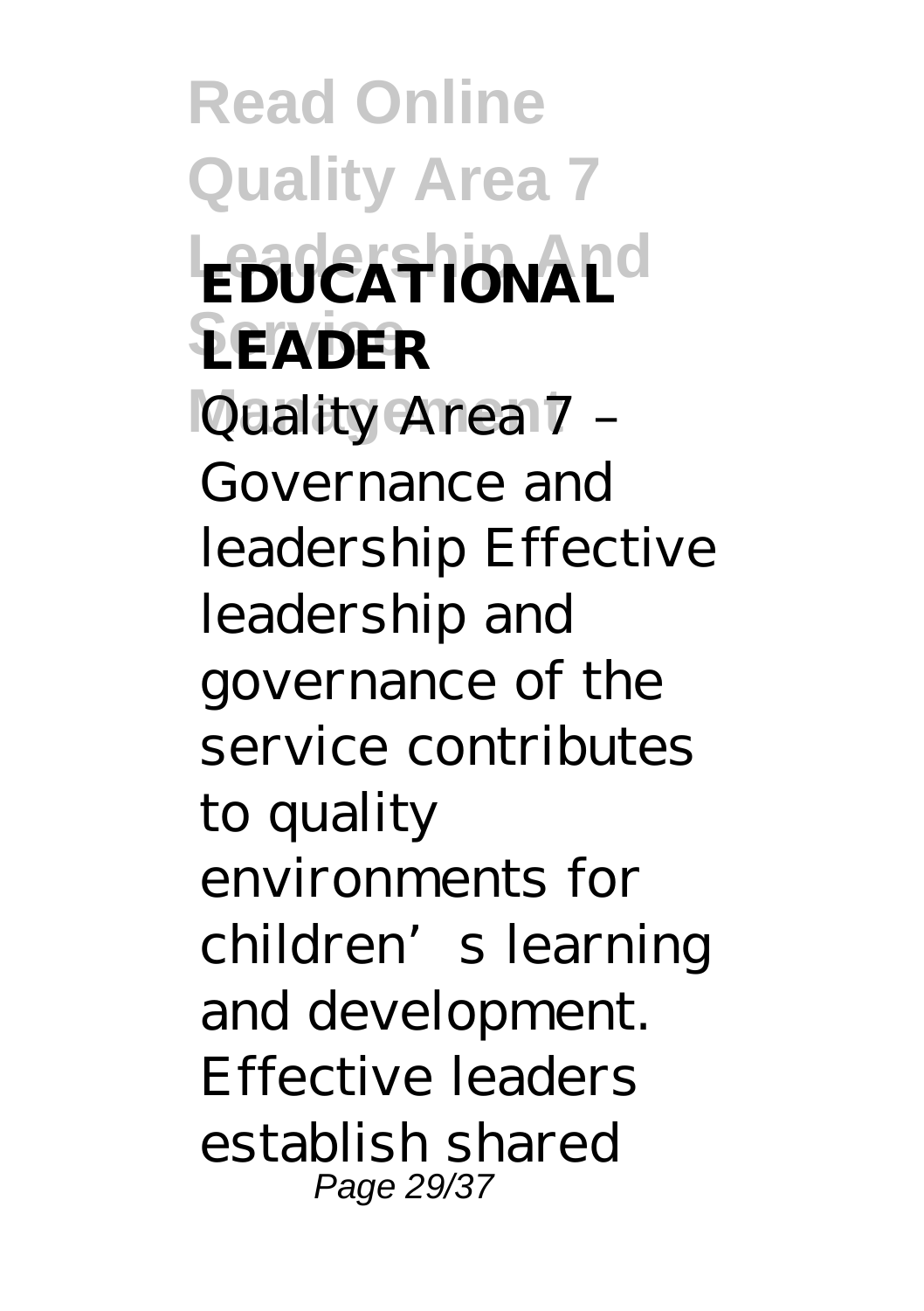**EDUCATIONAL LEADER**

Quality Area 7 – Governance and leadership Effective leadership and governance of the service contributes to quality environments for children's learning and development. Effective leaders establish shared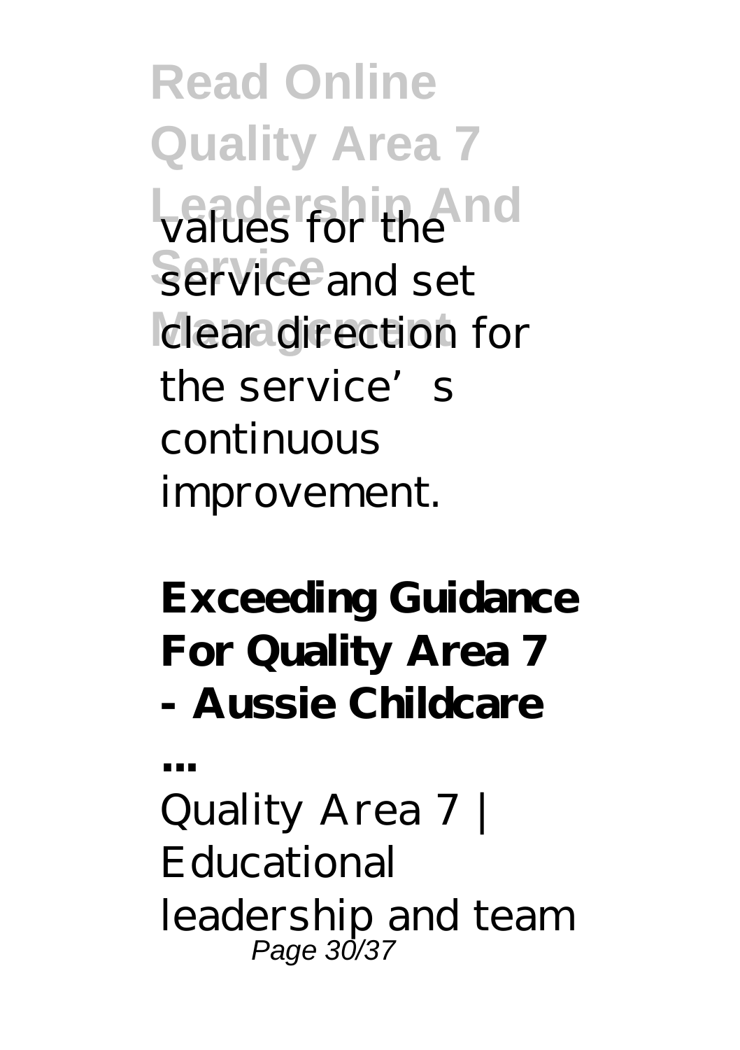values for the service and set clear direction for the service's continuous improvement.

**Exceeding Guidance For Quality Area 7 - Aussie Childcare ...**

Quality Area 7 | Educational leadership and team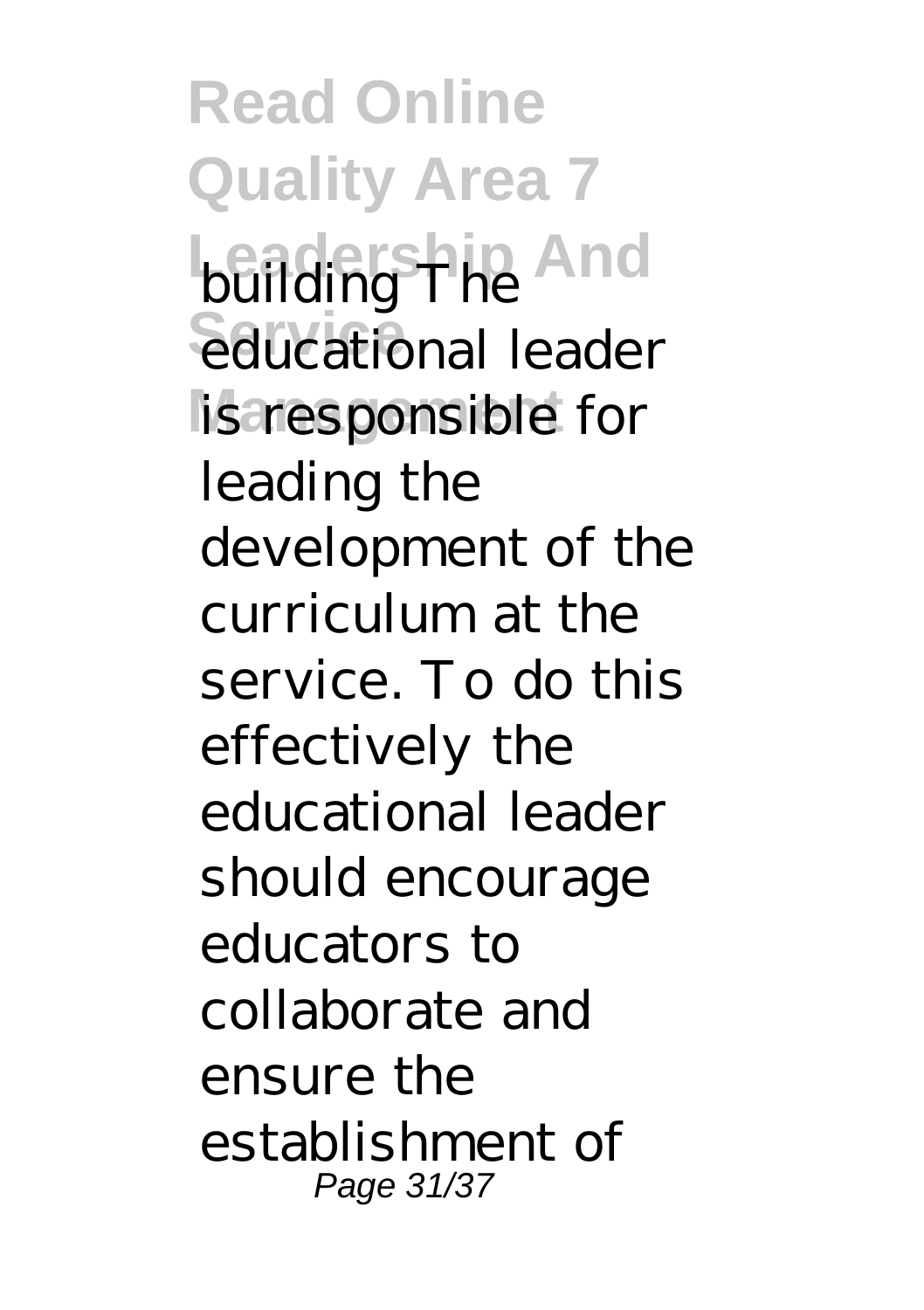building The educational leader is responsible for leading the development of the curriculum at the service. To do this effectively the educational leader should encourage educators to collaborate and ensure the establishment of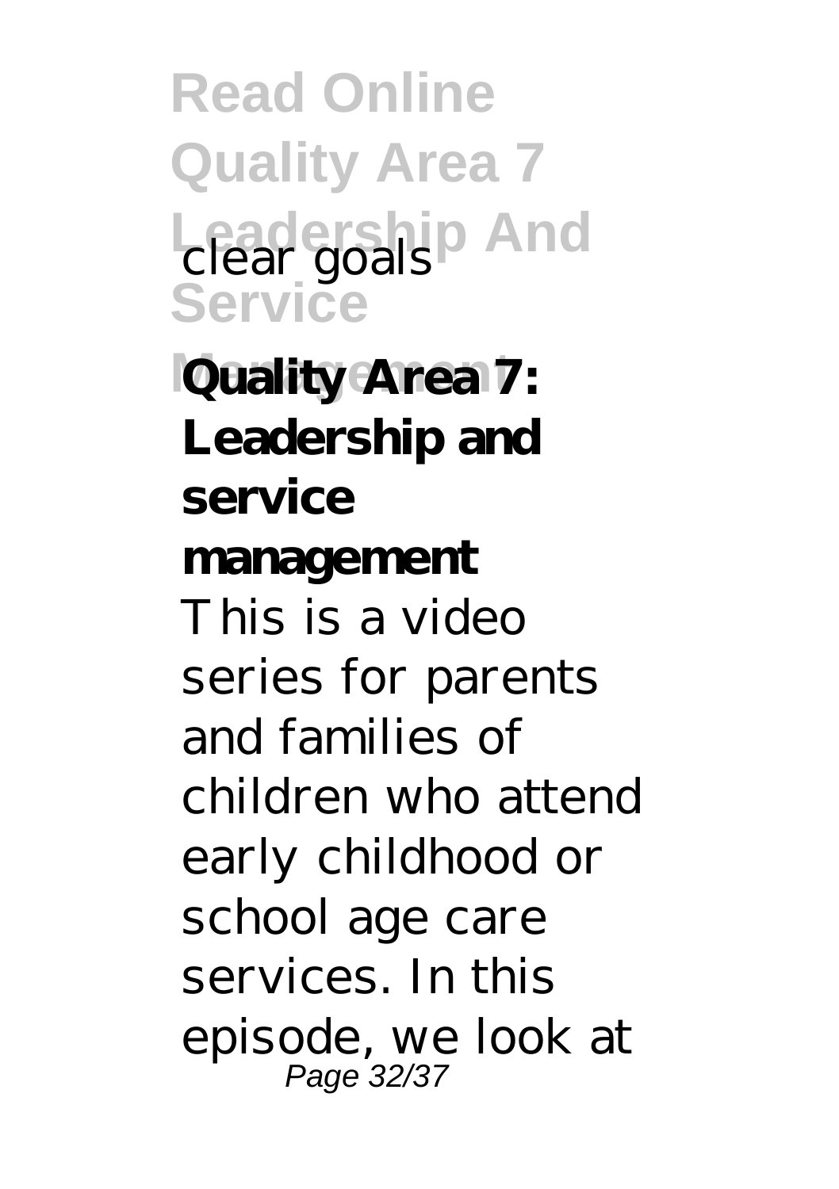clear goals

**Quality Area 7: Leadership and service management**

This is a video series for parents and families of children who attend early childhood or school age care services. In this episode, we look at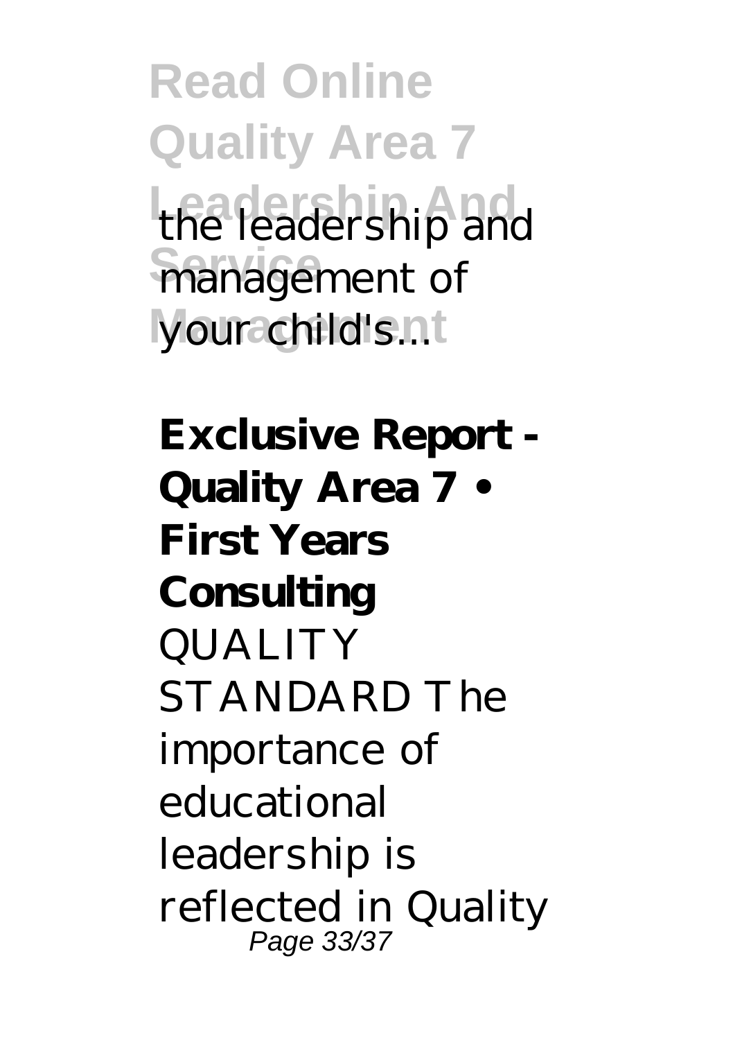the leadership and management of your child's...

**Exclusive Report - Quality Area 7 • First Years Consulting**

QUALITY STANDARD The importance of educational leadership is reflected in Quality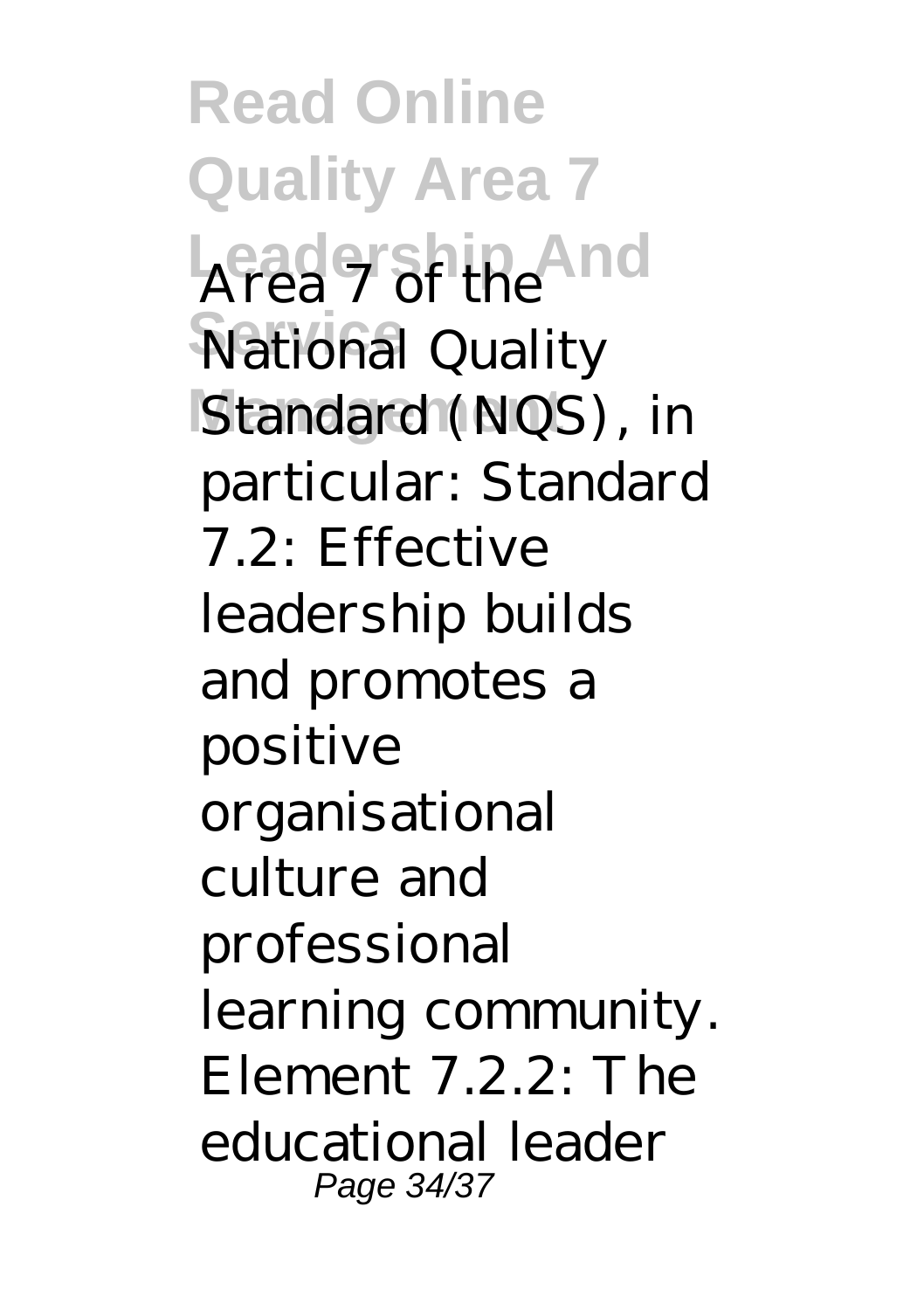Area 7 of the National Quality Standard (NQS), in particular: Standard 7.2: Effective leadership builds and promotes a positive organisational culture and professional learning community. Element 7.2.2: The educational leader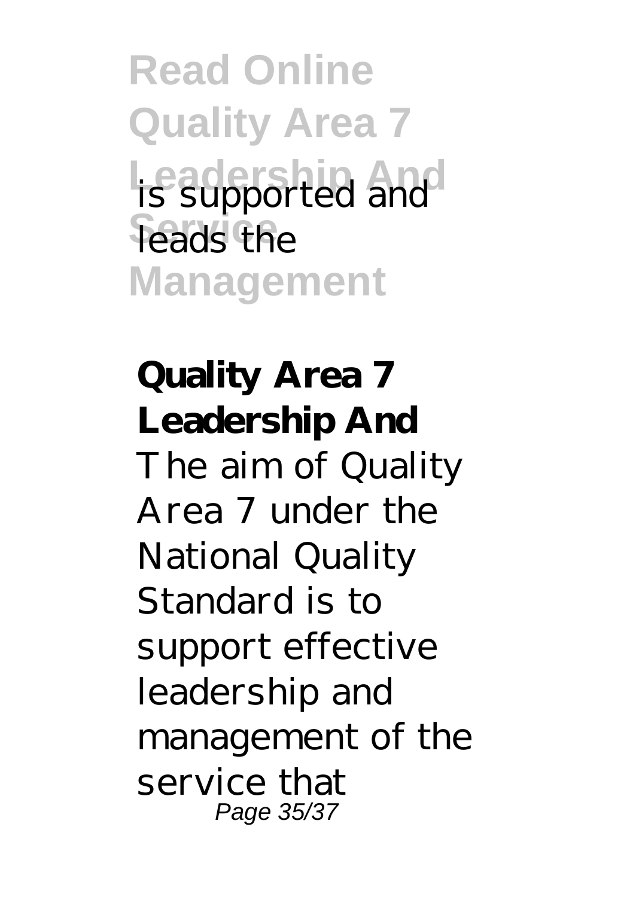is supported and leads the

**Quality Area 7 Leadership And**

The aim of Quality Area 7 under the National Quality Standard is to support effective leadership and management of the service that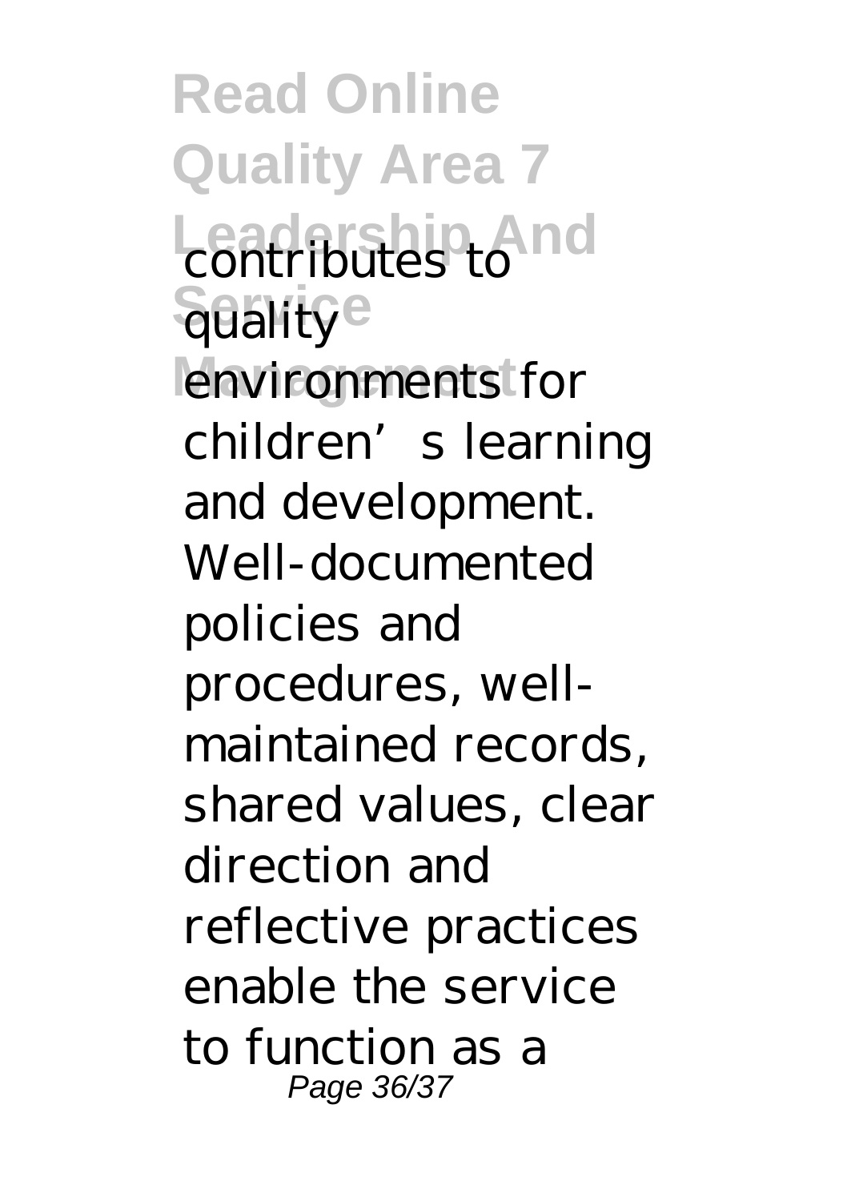contributes to quality environments for children's learning and development. Well-documented policies and procedures, well-maintained records, shared values, clear direction and reflective practices enable the service to function as a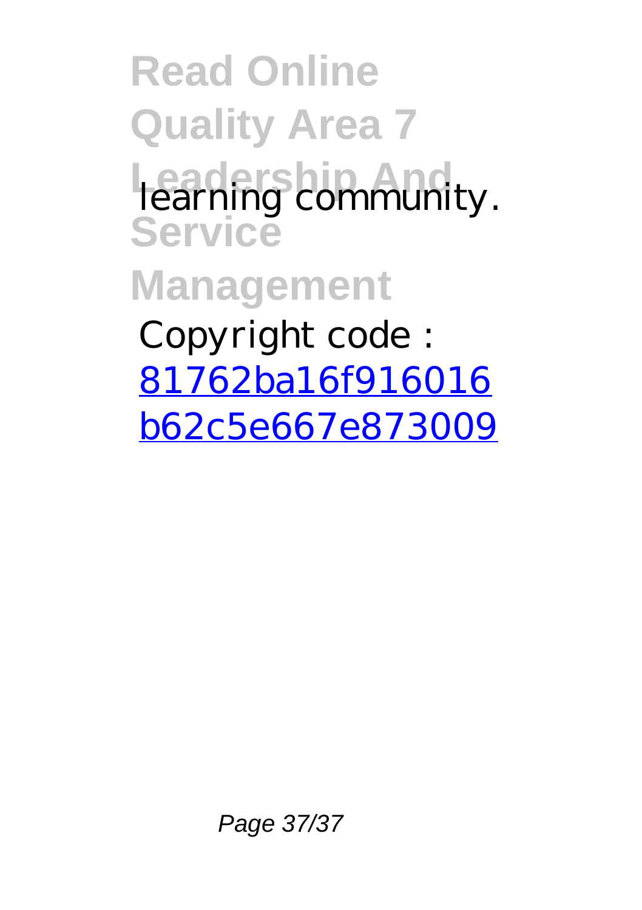learning community.

Copyright code : 81762ba16f916016b62c5e667e873009